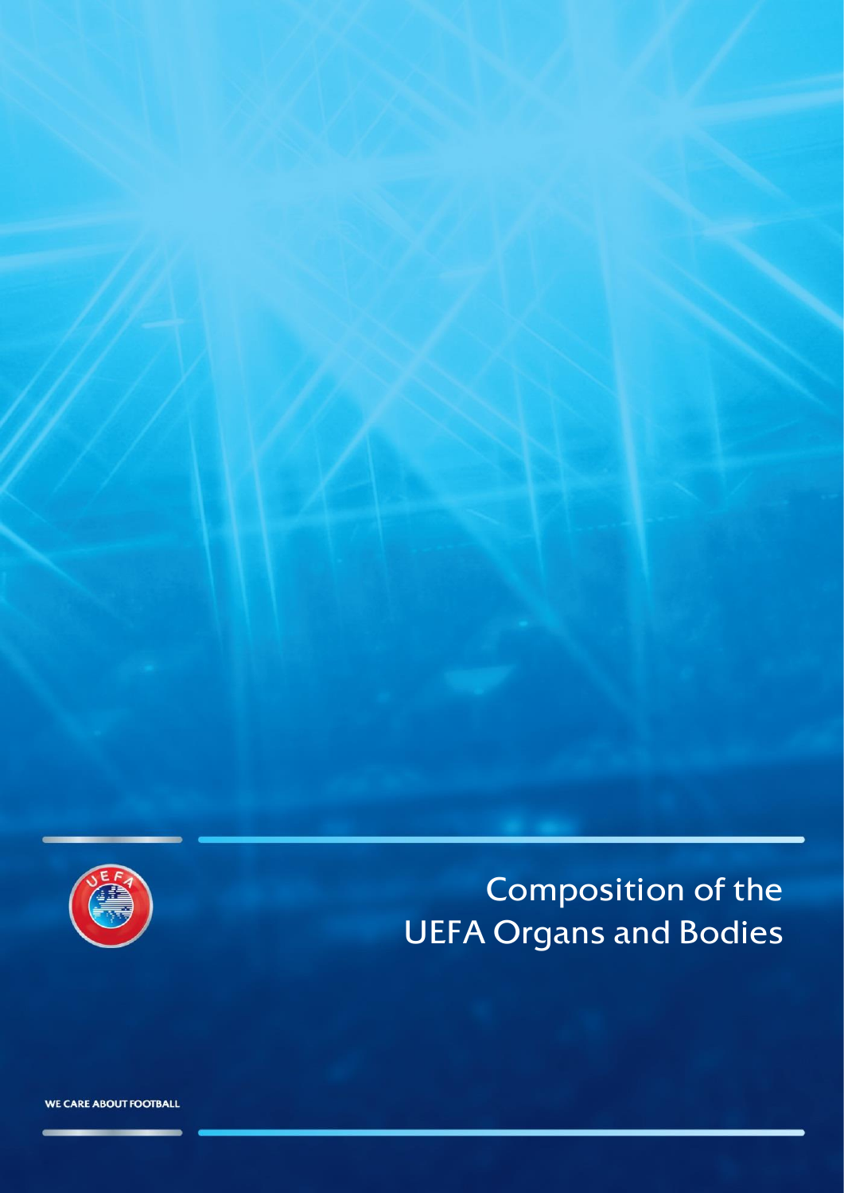# Composition of the UEFA Organs and Bodies

WE CARE ABOUT FOOTBALL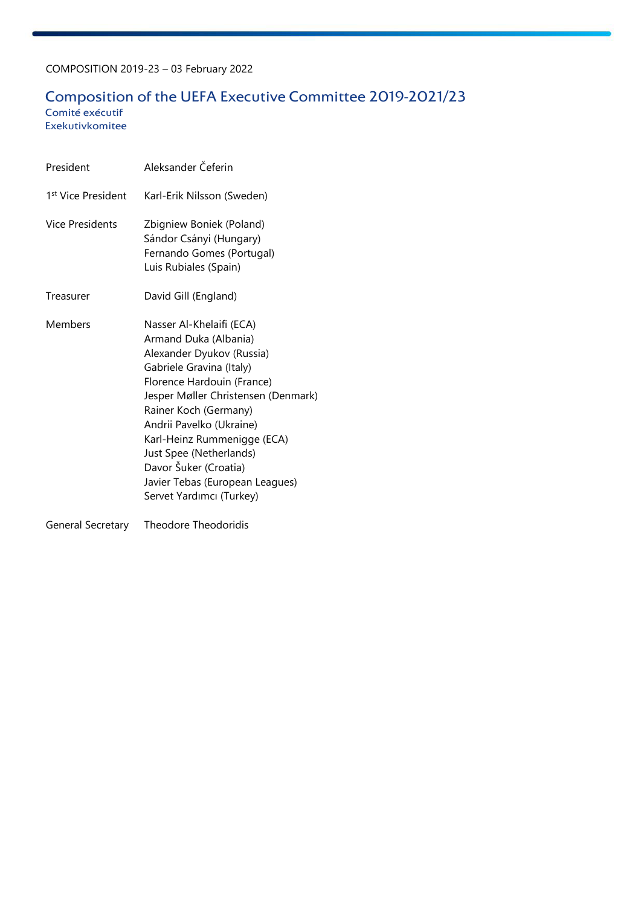COMPOSITION 2019-23 – 03 February 2022

# Composition of the UEFA Executive Committee 2019-2021/23

Comité exécutif
Exekutivkomitee

| | |
|---|---|
| President | Aleksander Čeferin |
| 1st Vice President | Karl-Erik Nilsson (Sweden) |
| Vice Presidents | Zbigniew Boniek (Poland)<br>Sándor Csányi (Hungary)<br>Fernando Gomes (Portugal)<br>Luis Rubiales (Spain) |
| Treasurer | David Gill (England) |
| Members | Nasser Al-Khelaifi (ECA)<br>Armand Duka (Albania)<br>Alexander Dyukov (Russia)<br>Gabriele Gravina (Italy)<br>Florence Hardouin (France)<br>Jesper Møller Christensen (Denmark)<br>Rainer Koch (Germany)<br>Andrii Pavelko (Ukraine)<br>Karl-Heinz Rummenigge (ECA)<br>Just Spee (Netherlands)<br>Davor Šuker (Croatia)<br>Javier Tebas (European Leagues)<br>Servet Yardımcı (Turkey) |
| General Secretary | Theodore Theodoridis |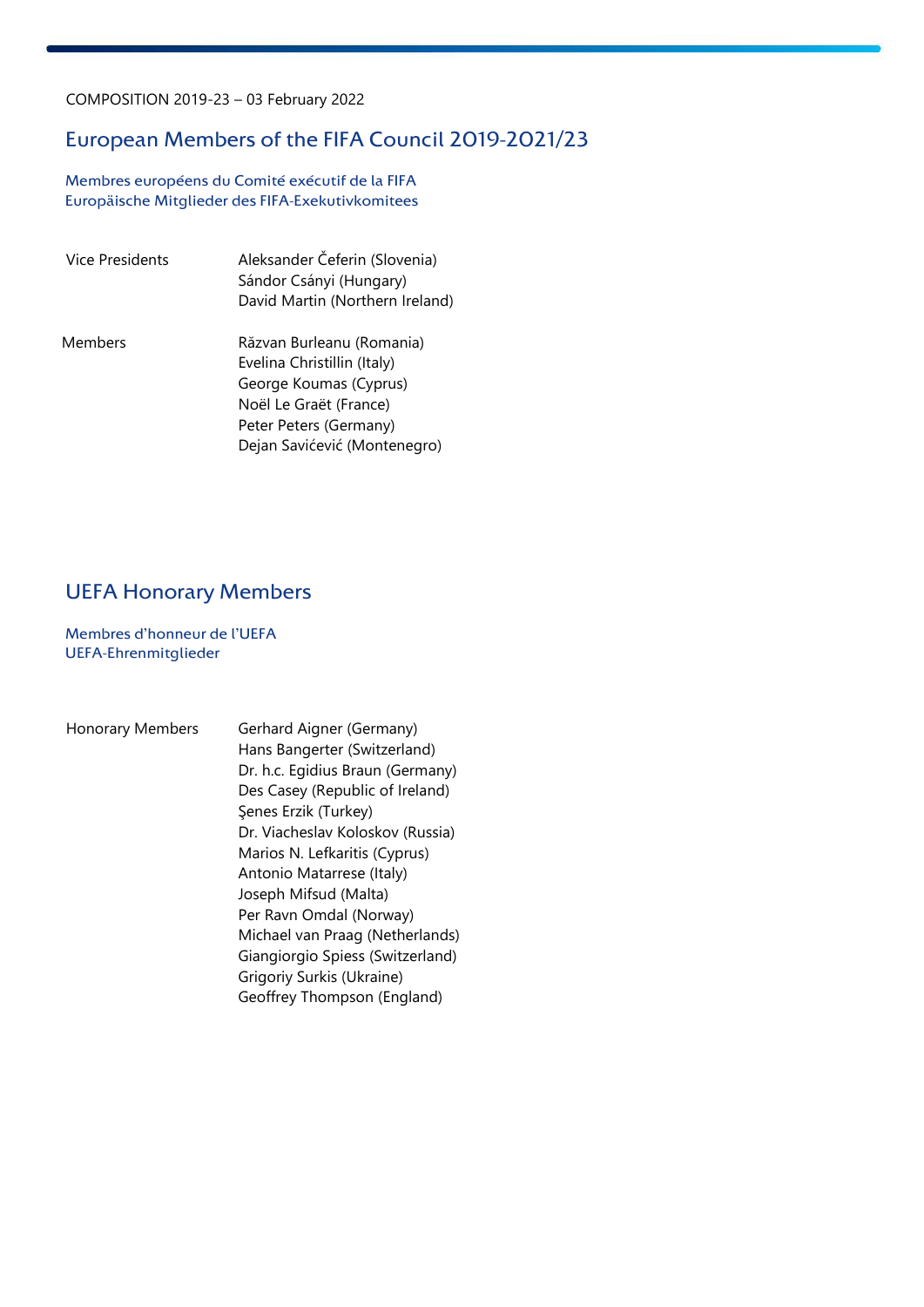COMPOSITION 2019-23 – 03 February 2022

## European Members of the FIFA Council 2019-2021/23

Membres européens du Comité exécutif de la FIFA
Europäische Mitglieder des FIFA-Exekutivkomitees

| | |
|---|---|
| Vice Presidents | Aleksander Čeferin (Slovenia)<br>Sándor Csányi (Hungary)<br>David Martin (Northern Ireland) |
| Members | Răzvan Burleanu (Romania)<br>Evelina Christillin (Italy)<br>George Koumas (Cyprus)<br>Noël Le Graët (France)<br>Peter Peters (Germany)<br>Dejan Savićević (Montenegro) |

## UEFA Honorary Members

Membres d'honneur de l'UEFA
UEFA-Ehrenmitglieder

| | |
|---|---|
| Honorary Members | Gerhard Aigner (Germany)<br>Hans Bangerter (Switzerland)<br>Dr. h.c. Egidius Braun (Germany)<br>Des Casey (Republic of Ireland)<br>Şenes Erzik (Turkey)<br>Dr. Viacheslav Koloskov (Russia)<br>Marios N. Lefkaritis (Cyprus)<br>Antonio Matarrese (Italy)<br>Joseph Mifsud (Malta)<br>Per Ravn Omdal (Norway)<br>Michael van Praag (Netherlands)<br>Giangiorgio Spiess (Switzerland)<br>Grigoriy Surkis (Ukraine)<br>Geoffrey Thompson (England) |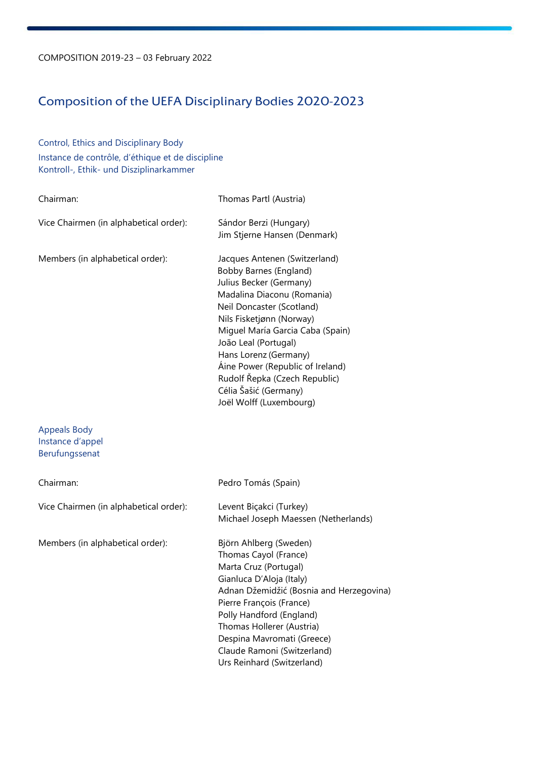COMPOSITION 2019-23 – 03 February 2022

# Composition of the UEFA Disciplinary Bodies 2020-2023

## Control, Ethics and Disciplinary Body
## Instance de contrôle, d'éthique et de discipline
## Kontroll-, Ethik- und Disziplinarkammer

| | |
|---|---|
| Chairman: | Thomas Partl (Austria) |
| Vice Chairmen (in alphabetical order): | Sándor Berzi (Hungary)<br>Jim Stjerne Hansen (Denmark) |
| Members (in alphabetical order): | Jacques Antenen (Switzerland)<br>Bobby Barnes (England)<br>Julius Becker (Germany)<br>Madalina Diaconu (Romania)<br>Neil Doncaster (Scotland)<br>Nils Fisketjønn (Norway)<br>Miguel María Garcia Caba (Spain)<br>João Leal (Portugal)<br>Hans Lorenz (Germany)<br>Áine Power (Republic of Ireland)<br>Rudolf Řepka (Czech Republic)<br>Célia Šašić (Germany)<br>Joël Wolff (Luxembourg) |

## Appeals Body
## Instance d'appel
## Berufungssenat

| | |
|---|---|
| Chairman: | Pedro Tomás (Spain) |
| Vice Chairmen (in alphabetical order): | Levent Biçakci (Turkey)<br>Michael Joseph Maessen (Netherlands) |
| Members (in alphabetical order): | Björn Ahlberg (Sweden)<br>Thomas Cayol (France)<br>Marta Cruz (Portugal)<br>Gianluca D'Aloja (Italy)<br>Adnan Džemidžić (Bosnia and Herzegovina)<br>Pierre François (France)<br>Polly Handford (England)<br>Thomas Hollerer (Austria)<br>Despina Mavromati (Greece)<br>Claude Ramoni (Switzerland)<br>Urs Reinhard (Switzerland) |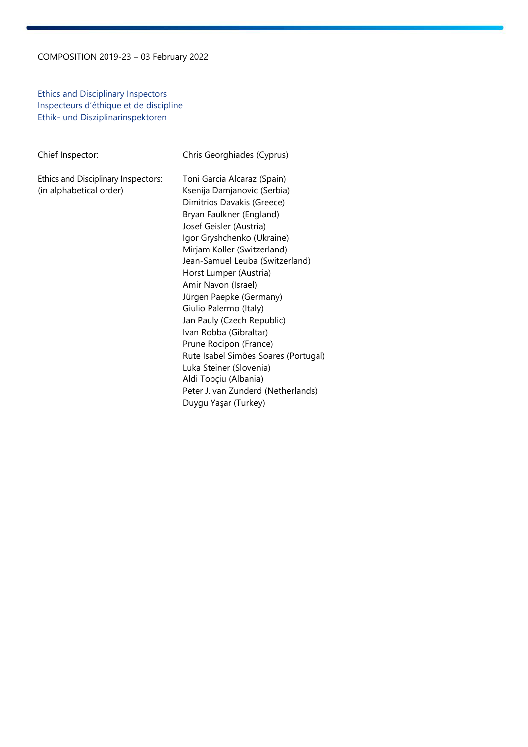COMPOSITION 2019-23 – 03 February 2022

## Ethics and Disciplinary Inspectors
## Inspecteurs d'éthique et de discipline
## Ethik- und Disziplinarinspektoren

| | |
|---|---|
| Chief Inspector: | Chris Georghiades (Cyprus) |
| Ethics and Disciplinary Inspectors: (in alphabetical order) | Toni Garcia Alcaraz (Spain) |
| | Ksenija Damjanovic (Serbia) |
| | Dimitrios Davakis (Greece) |
| | Bryan Faulkner (England) |
| | Josef Geisler (Austria) |
| | Igor Gryshchenko (Ukraine) |
| | Mirjam Koller (Switzerland) |
| | Jean-Samuel Leuba (Switzerland) |
| | Horst Lumper (Austria) |
| | Amir Navon (Israel) |
| | Jürgen Paepke (Germany) |
| | Giulio Palermo (Italy) |
| | Jan Pauly (Czech Republic) |
| | Ivan Robba (Gibraltar) |
| | Prune Rocipon (France) |
| | Rute Isabel Simões Soares (Portugal) |
| | Luka Steiner (Slovenia) |
| | Aldi Topçiu (Albania) |
| | Peter J. van Zunderd (Netherlands) |
| | Duygu Yaşar (Turkey) |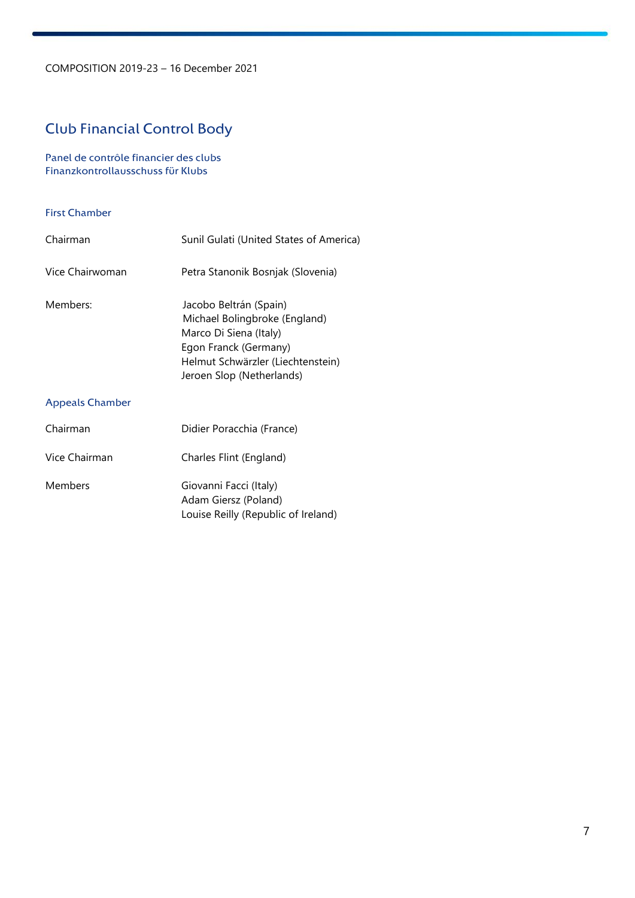COMPOSITION 2019-23 – 16 December 2021

## Club Financial Control Body

Panel de contrôle financier des clubs
Finanzkontrollausschuss für Klubs

### First Chamber

| | |
|---|---|
| Chairman | Sunil Gulati (United States of America) |
| Vice Chairwoman | Petra Stanonik Bosnjak (Slovenia) |
| Members: | Jacobo Beltrán (Spain)<br>Michael Bolingbroke (England)<br>Marco Di Siena (Italy)<br>Egon Franck (Germany)<br>Helmut Schwärzler (Liechtenstein)<br>Jeroen Slop (Netherlands) |

### Appeals Chamber

| | |
|---|---|
| Chairman | Didier Poracchia (France) |
| Vice Chairman | Charles Flint (England) |
| Members | Giovanni Facci (Italy)<br>Adam Giersz (Poland)<br>Louise Reilly (Republic of Ireland) |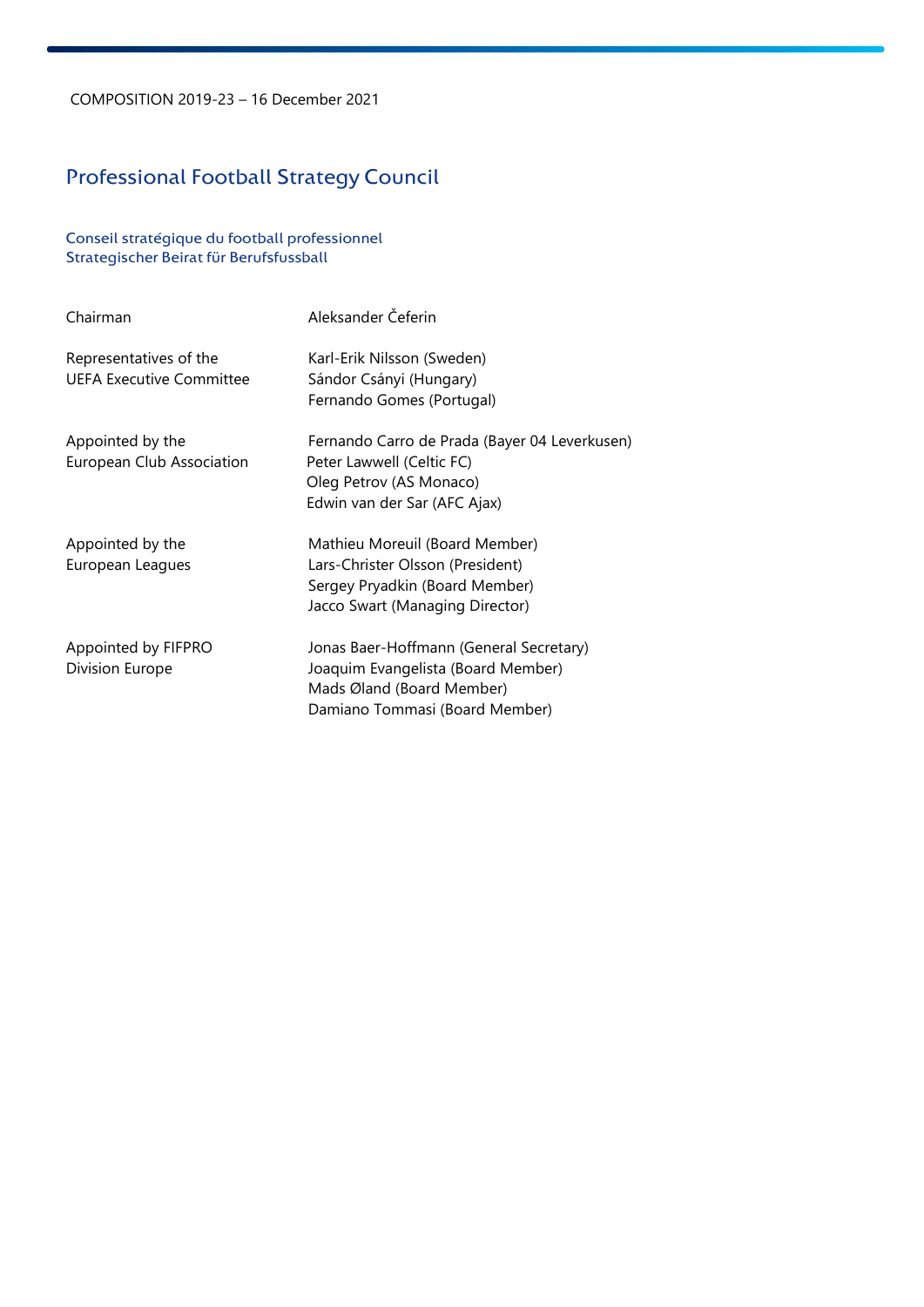COMPOSITION 2019-23 – 16 December 2021

## Professional Football Strategy Council

Conseil stratégique du football professionnel
Strategischer Beirat für Berufsfussball

| | |
|---|---|
| Chairman | Aleksander Čeferin |
| Representatives of the UEFA Executive Committee | Karl-Erik Nilsson (Sweden)<br>Sándor Csányi (Hungary)<br>Fernando Gomes (Portugal) |
| Appointed by the European Club Association | Fernando Carro de Prada (Bayer 04 Leverkusen)<br>Peter Lawwell (Celtic FC)<br>Oleg Petrov (AS Monaco)<br>Edwin van der Sar (AFC Ajax) |
| Appointed by the European Leagues | Mathieu Moreuil (Board Member)<br>Lars-Christer Olsson (President)<br>Sergey Pryadkin (Board Member)<br>Jacco Swart (Managing Director) |
| Appointed by FIFPRO Division Europe | Jonas Baer-Hoffmann (General Secretary)<br>Joaquim Evangelista (Board Member)<br>Mads Øland (Board Member)<br>Damiano Tommasi (Board Member) |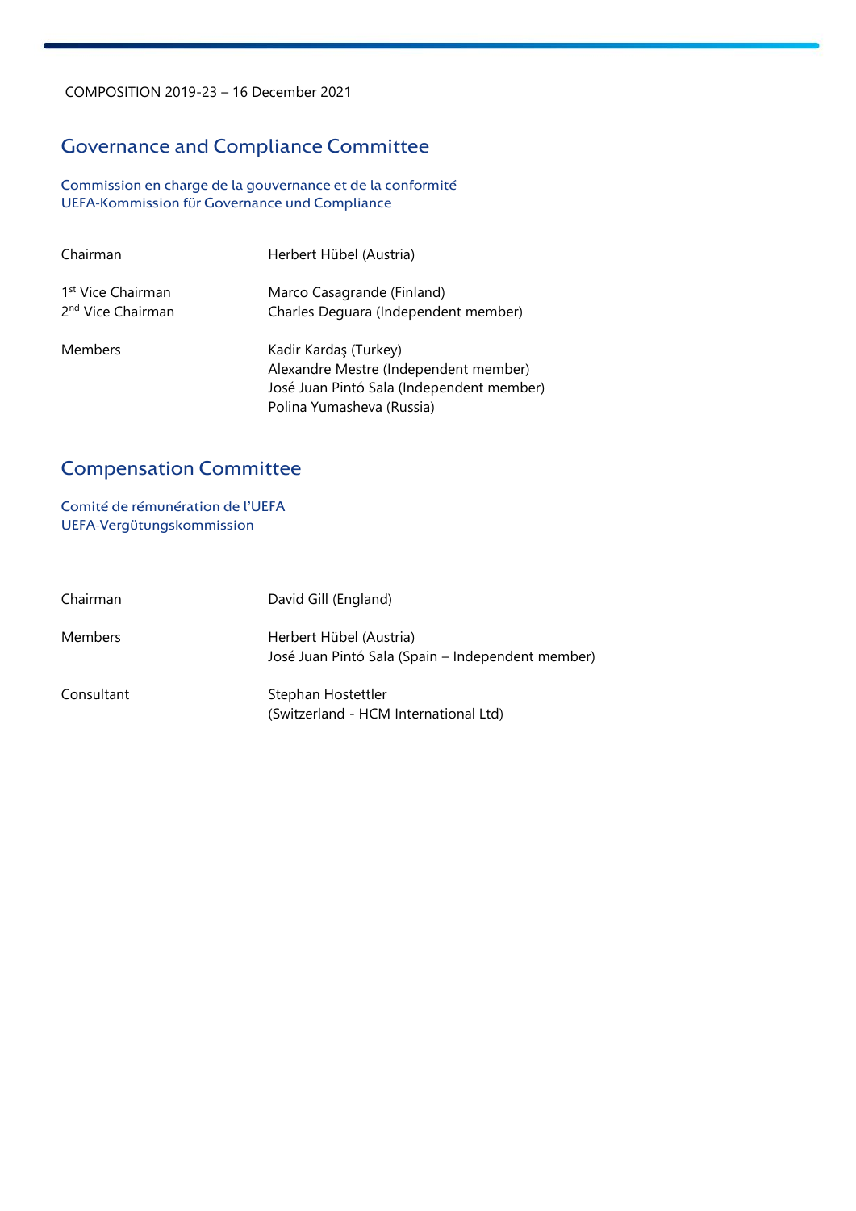COMPOSITION 2019-23 – 16 December 2021

## Governance and Compliance Committee

Commission en charge de la gouvernance et de la conformité
UEFA-Kommission für Governance und Compliance

| | |
|---|---|
| Chairman | Herbert Hübel (Austria) |
| 1st Vice Chairman | Marco Casagrande (Finland) |
| 2nd Vice Chairman | Charles Deguara (Independent member) |
| Members | Kadir Kardaş (Turkey) |
| | Alexandre Mestre (Independent member) |
| | José Juan Pintó Sala (Independent member) |
| | Polina Yumasheva (Russia) |

## Compensation Committee

Comité de rémunération de l'UEFA
UEFA-Vergütungskommission

| | |
|---|---|
| Chairman | David Gill (England) |
| Members | Herbert Hübel (Austria) |
| | José Juan Pintó Sala (Spain – Independent member) |
| Consultant | Stephan Hostettler (Switzerland - HCM International Ltd) |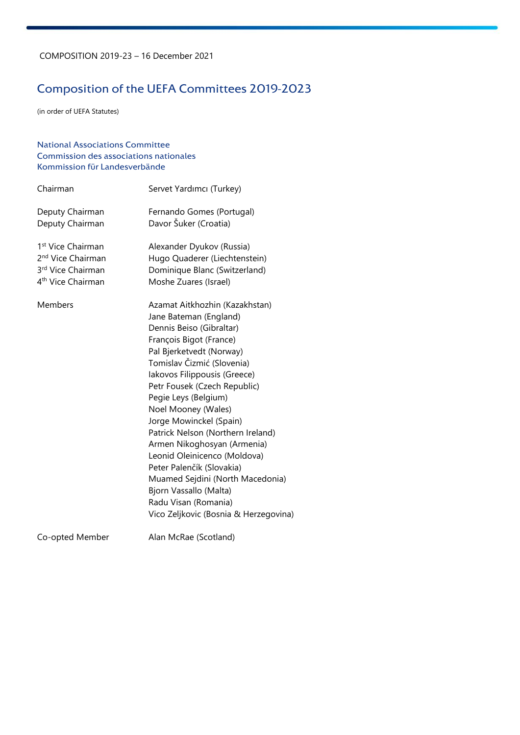COMPOSITION 2019-23 – 16 December 2021

# Composition of the UEFA Committees 2019-2023

(in order of UEFA Statutes)

## National Associations Committee
## Commission des associations nationales
## Kommission für Landesverbände

| | |
|---|---|
| Chairman | Servet Yardımcı (Turkey) |
| Deputy Chairman | Fernando Gomes (Portugal) |
| Deputy Chairman | Davor Šuker (Croatia) |
| 1st Vice Chairman | Alexander Dyukov (Russia) |
| 2nd Vice Chairman | Hugo Quaderer (Liechtenstein) |
| 3rd Vice Chairman | Dominique Blanc (Switzerland) |
| 4th Vice Chairman | Moshe Zuares (Israel) |
| Members | Azamat Aitkhozhin (Kazakhstan) |
| | Jane Bateman (England) |
| | Dennis Beiso (Gibraltar) |
| | François Bigot (France) |
| | Pal Bjerketvedt (Norway) |
| | Tomislav Čizmić (Slovenia) |
| | Iakovos Filippousis (Greece) |
| | Petr Fousek (Czech Republic) |
| | Pegie Leys (Belgium) |
| | Noel Mooney (Wales) |
| | Jorge Mowinckel (Spain) |
| | Patrick Nelson (Northern Ireland) |
| | Armen Nikoghosyan (Armenia) |
| | Leonid Oleinicenco (Moldova) |
| | Peter Palenčík (Slovakia) |
| | Muamed Sejdini (North Macedonia) |
| | Bjorn Vassallo (Malta) |
| | Radu Visan (Romania) |
| | Vico Zeljkovic (Bosnia & Herzegovina) |
| Co-opted Member | Alan McRae (Scotland) |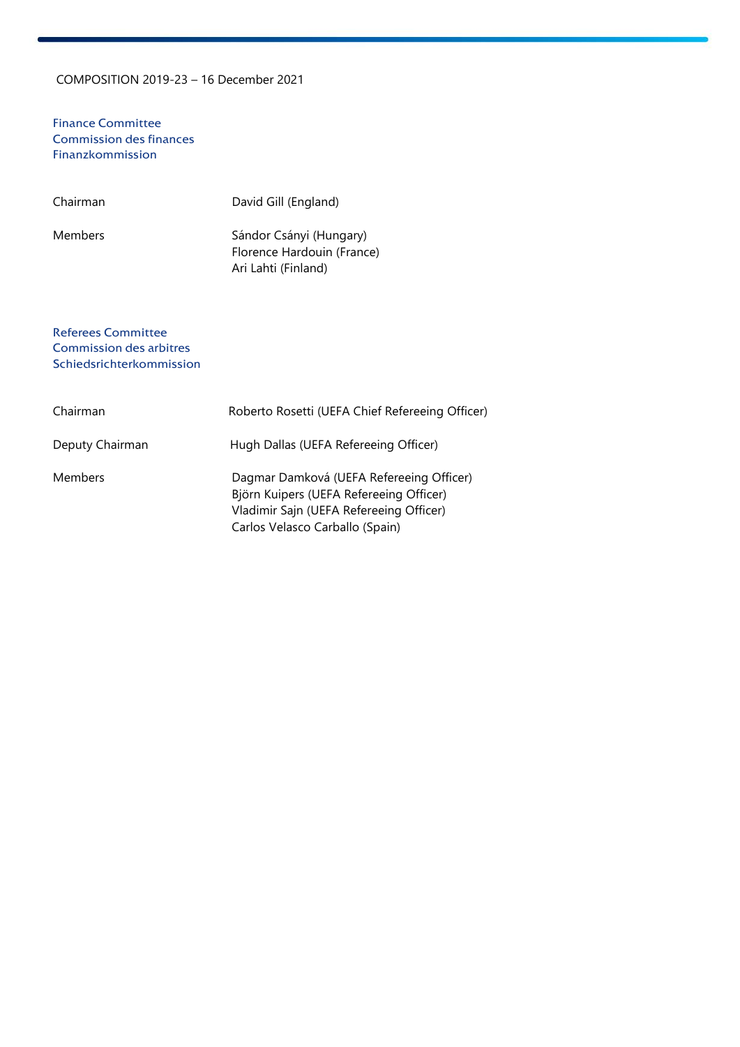COMPOSITION 2019-23 – 16 December 2021

## Finance Committee
## Commission des finances
## Finanzkommission

| | |
|---|---|
| Chairman | David Gill (England) |
| Members | Sándor Csányi (Hungary)<br>Florence Hardouin (France)<br>Ari Lahti (Finland) |

## Referees Committee
## Commission des arbitres
## Schiedsrichterkommission

| | |
|---|---|
| Chairman | Roberto Rosetti (UEFA Chief Refereeing Officer) |
| Deputy Chairman | Hugh Dallas (UEFA Refereeing Officer) |
| Members | Dagmar Damková (UEFA Refereeing Officer)<br>Björn Kuipers (UEFA Refereeing Officer)<br>Vladimir Sajn (UEFA Refereeing Officer)<br>Carlos Velasco Carballo (Spain) |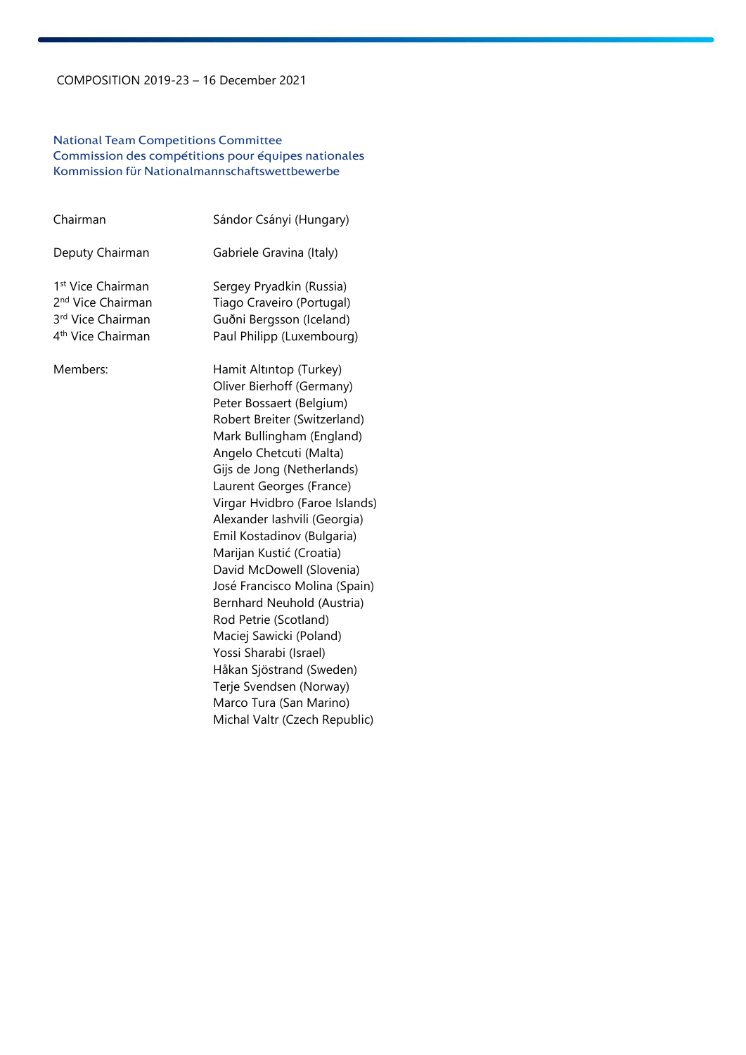COMPOSITION 2019-23 – 16 December 2021

## National Team Competitions Committee
## Commission des compétitions pour équipes nationales
## Kommission für Nationalmannschaftswettbewerbe

| | |
|---|---|
| Chairman | Sándor Csányi (Hungary) |
| Deputy Chairman | Gabriele Gravina (Italy) |
| 1st Vice Chairman | Sergey Pryadkin (Russia) |
| 2nd Vice Chairman | Tiago Craveiro (Portugal) |
| 3rd Vice Chairman | Guðni Bergsson (Iceland) |
| 4th Vice Chairman | Paul Philipp (Luxembourg) |
| Members: | Hamit Altıntop (Turkey) |
| | Oliver Bierhoff (Germany) |
| | Peter Bossaert (Belgium) |
| | Robert Breiter (Switzerland) |
| | Mark Bullingham (England) |
| | Angelo Chetcuti (Malta) |
| | Gijs de Jong (Netherlands) |
| | Laurent Georges (France) |
| | Virgar Hvidbro (Faroe Islands) |
| | Alexander Iashvili (Georgia) |
| | Emil Kostadinov (Bulgaria) |
| | Marijan Kustić (Croatia) |
| | David McDowell (Slovenia) |
| | José Francisco Molina (Spain) |
| | Bernhard Neuhold (Austria) |
| | Rod Petrie (Scotland) |
| | Maciej Sawicki (Poland) |
| | Yossi Sharabi (Israel) |
| | Håkan Sjöstrand (Sweden) |
| | Terje Svendsen (Norway) |
| | Marco Tura (San Marino) |
| | Michal Valtr (Czech Republic) |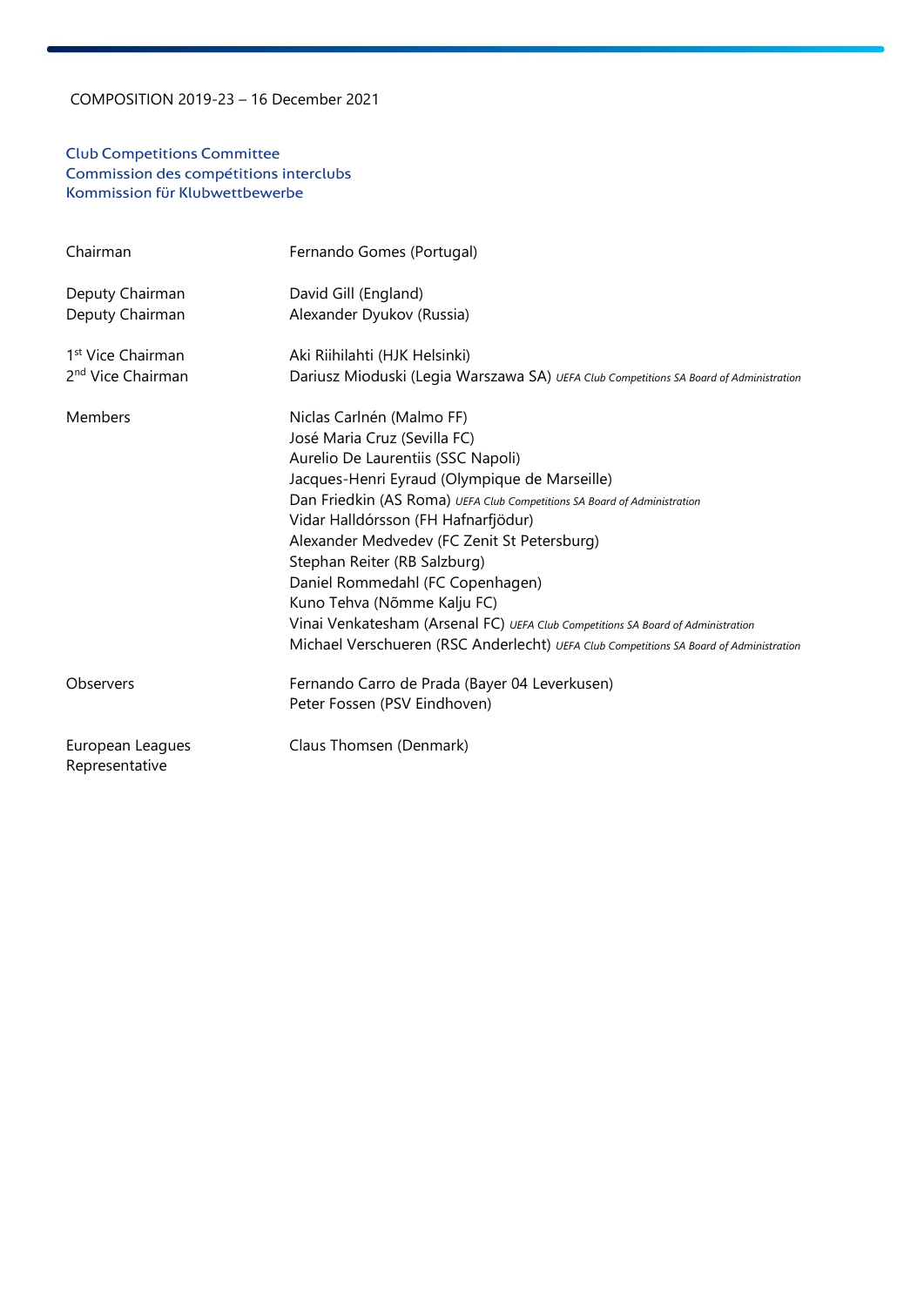COMPOSITION 2019-23 – 16 December 2021

## Club Competitions Committee
## Commission des compétitions interclubs
## Kommission für Klubwettbewerbe

| | |
|---|---|
| Chairman | Fernando Gomes (Portugal) |
| Deputy Chairman | David Gill (England) |
| Deputy Chairman | Alexander Dyukov (Russia) |
| 1st Vice Chairman | Aki Riihilahti (HJK Helsinki) |
| 2nd Vice Chairman | Dariusz Mioduski (Legia Warszawa SA) *UEFA Club Competitions SA Board of Administration* |
| Members | Niclas Carlnén (Malmo FF) |
| | José Maria Cruz (Sevilla FC) |
| | Aurelio De Laurentiis (SSC Napoli) |
| | Jacques-Henri Eyraud (Olympique de Marseille) |
| | Dan Friedkin (AS Roma) *UEFA Club Competitions SA Board of Administration* |
| | Vidar Halldórsson (FH Hafnarfjödur) |
| | Alexander Medvedev (FC Zenit St Petersburg) |
| | Stephan Reiter (RB Salzburg) |
| | Daniel Rommedahl (FC Copenhagen) |
| | Kuno Tehva (Nõmme Kalju FC) |
| | Vinai Venkatesham (Arsenal FC) *UEFA Club Competitions SA Board of Administration* |
| | Michael Verschueren (RSC Anderlecht) *UEFA Club Competitions SA Board of Administration* |
| Observers | Fernando Carro de Prada (Bayer 04 Leverkusen) |
| | Peter Fossen (PSV Eindhoven) |
| European Leagues Representative | Claus Thomsen (Denmark) |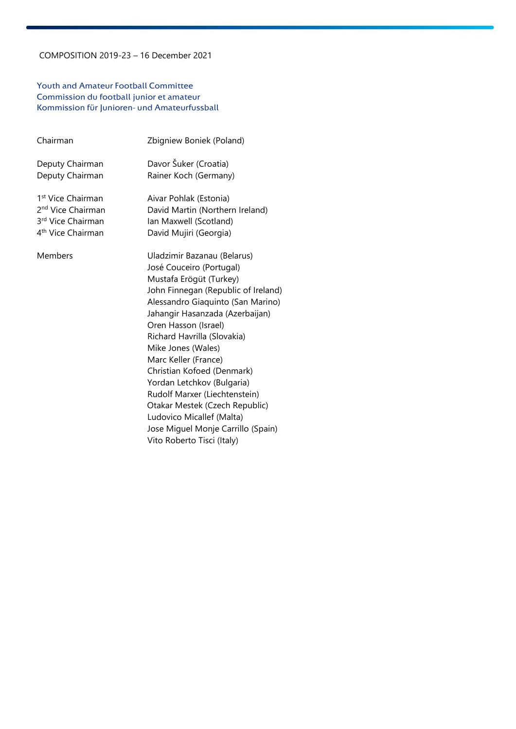COMPOSITION 2019-23 – 16 December 2021

## Youth and Amateur Football Committee
## Commission du football junior et amateur
## Kommission für Junioren- und Amateurfussball

| | |
|---|---|
| Chairman | Zbigniew Boniek (Poland) |
| Deputy Chairman | Davor Šuker (Croatia) |
| Deputy Chairman | Rainer Koch (Germany) |
| 1st Vice Chairman | Aivar Pohlak (Estonia) |
| 2nd Vice Chairman | David Martin (Northern Ireland) |
| 3rd Vice Chairman | Ian Maxwell (Scotland) |
| 4th Vice Chairman | David Mujiri (Georgia) |
| Members | Uladzimir Bazanau (Belarus) |
| | José Couceiro (Portugal) |
| | Mustafa Erögüt (Turkey) |
| | John Finnegan (Republic of Ireland) |
| | Alessandro Giaquinto (San Marino) |
| | Jahangir Hasanzada (Azerbaijan) |
| | Oren Hasson (Israel) |
| | Richard Havrilla (Slovakia) |
| | Mike Jones (Wales) |
| | Marc Keller (France) |
| | Christian Kofoed (Denmark) |
| | Yordan Letchkov (Bulgaria) |
| | Rudolf Marxer (Liechtenstein) |
| | Otakar Mestek (Czech Republic) |
| | Ludovico Micallef (Malta) |
| | Jose Miguel Monje Carrillo (Spain) |
| | Vito Roberto Tisci (Italy) |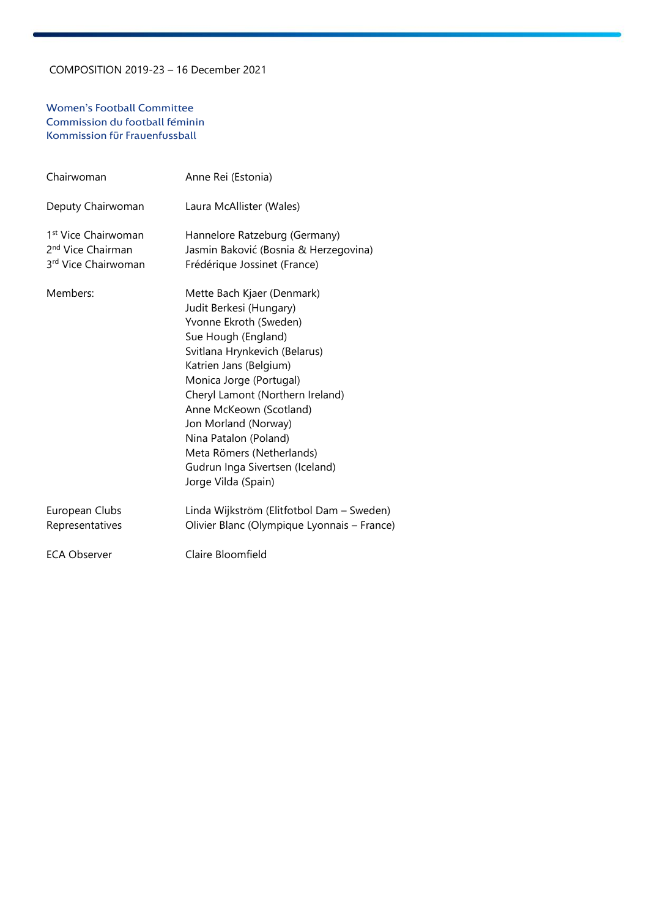COMPOSITION 2019-23 – 16 December 2021

## Women's Football Committee
## Commission du football féminin
## Kommission für Frauenfussball

| | |
|---|---|
| Chairwoman | Anne Rei (Estonia) |
| Deputy Chairwoman | Laura McAllister (Wales) |
| 1st Vice Chairwoman | Hannelore Ratzeburg (Germany) |
| 2nd Vice Chairman | Jasmin Baković (Bosnia & Herzegovina) |
| 3rd Vice Chairwoman | Frédérique Jossinet (France) |
| Members: | Mette Bach Kjaer (Denmark) |
| | Judit Berkesi (Hungary) |
| | Yvonne Ekroth (Sweden) |
| | Sue Hough (England) |
| | Svitlana Hrynkevich (Belarus) |
| | Katrien Jans (Belgium) |
| | Monica Jorge (Portugal) |
| | Cheryl Lamont (Northern Ireland) |
| | Anne McKeown (Scotland) |
| | Jon Morland (Norway) |
| | Nina Patalon (Poland) |
| | Meta Römers (Netherlands) |
| | Gudrun Inga Sivertsen (Iceland) |
| | Jorge Vilda (Spain) |
| European Clubs Representatives | Linda Wijkström (Elitfotbol Dam – Sweden) |
| | Olivier Blanc (Olympique Lyonnais – France) |
| ECA Observer | Claire Bloomfield |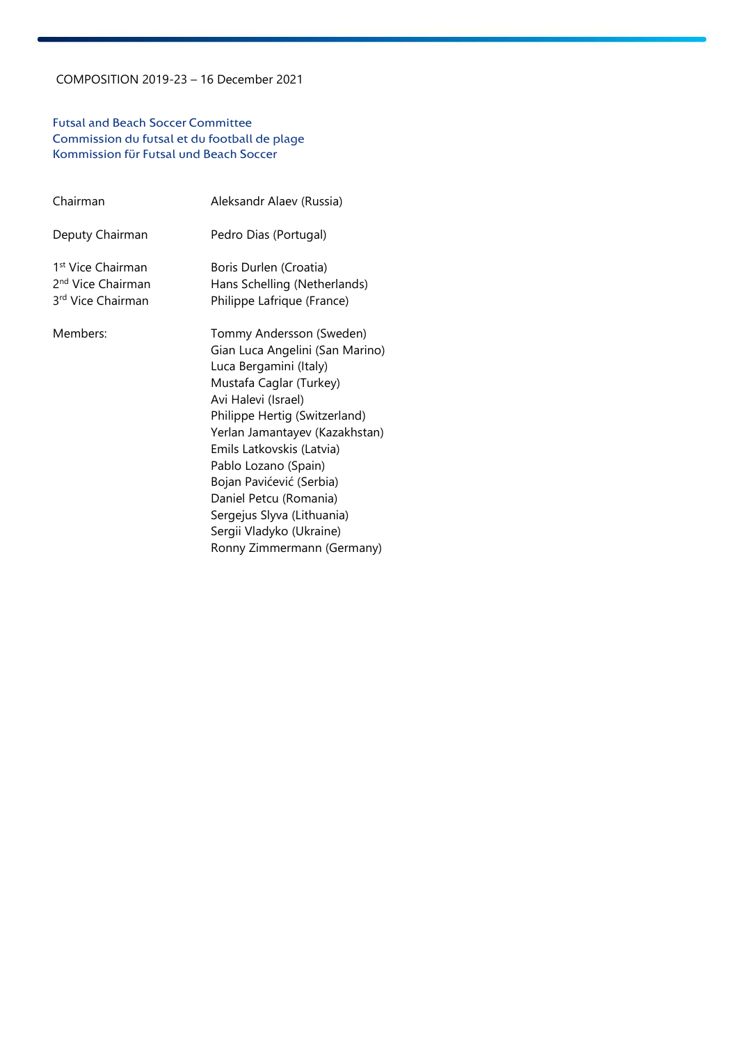COMPOSITION 2019-23 – 16 December 2021

## Futsal and Beach Soccer Committee
## Commission du futsal et du football de plage
## Kommission für Futsal und Beach Soccer

| | |
|---|---|
| Chairman | Aleksandr Alaev (Russia) |
| Deputy Chairman | Pedro Dias (Portugal) |
| 1st Vice Chairman | Boris Durlen (Croatia) |
| 2nd Vice Chairman | Hans Schelling (Netherlands) |
| 3rd Vice Chairman | Philippe Lafrique (France) |
| Members: | Tommy Andersson (Sweden) |
| | Gian Luca Angelini (San Marino) |
| | Luca Bergamini (Italy) |
| | Mustafa Caglar (Turkey) |
| | Avi Halevi (Israel) |
| | Philippe Hertig (Switzerland) |
| | Yerlan Jamantayev (Kazakhstan) |
| | Emils Latkovskis (Latvia) |
| | Pablo Lozano (Spain) |
| | Bojan Pavićević (Serbia) |
| | Daniel Petcu (Romania) |
| | Sergejus Slyva (Lithuania) |
| | Sergii Vladyko (Ukraine) |
| | Ronny Zimmermann (Germany) |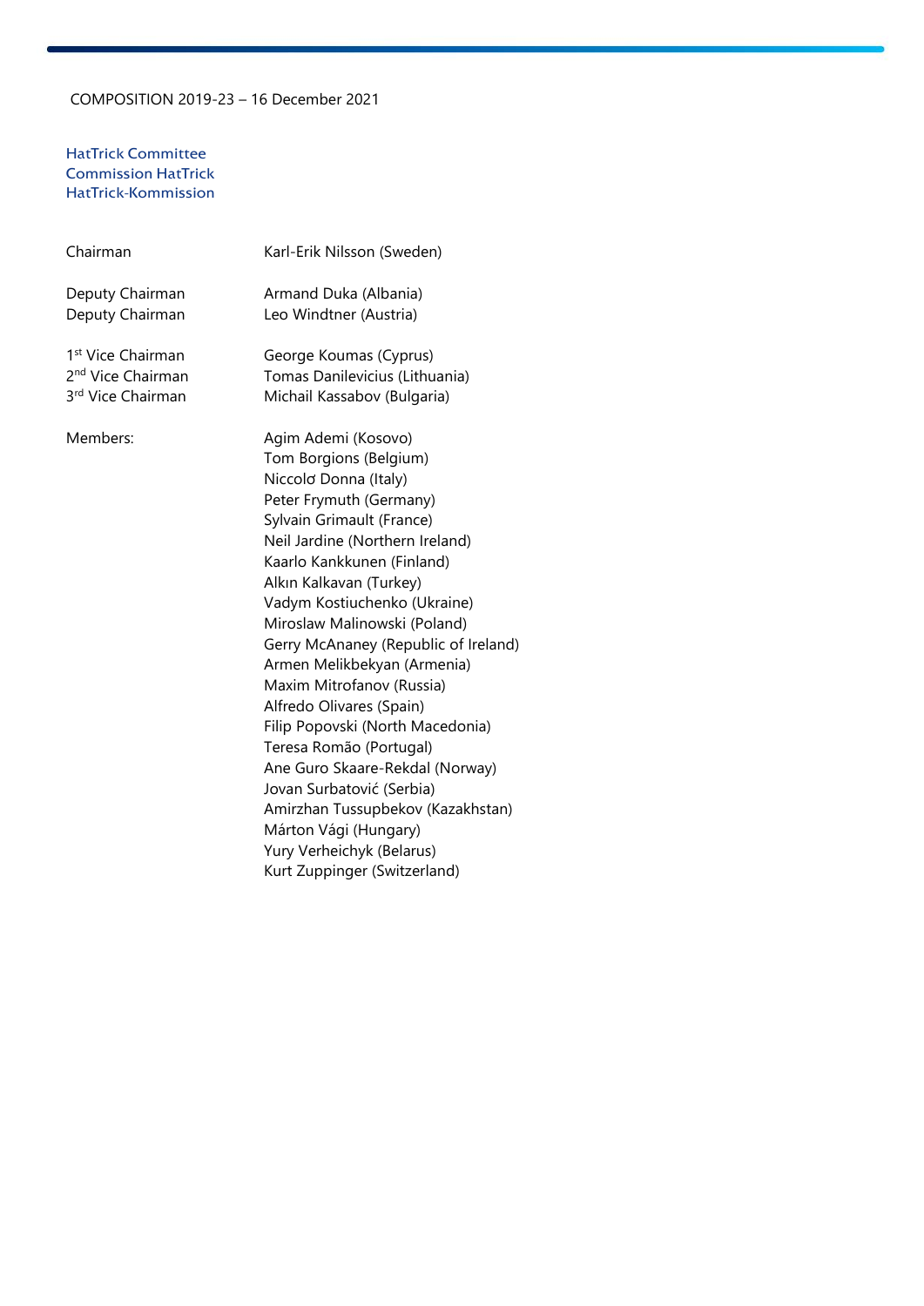COMPOSITION 2019-23 – 16 December 2021

## HatTrick Committee
## Commission HatTrick
## HatTrick-Kommission

| | |
|---|---|
| Chairman | Karl-Erik Nilsson (Sweden) |
| Deputy Chairman | Armand Duka (Albania) |
| Deputy Chairman | Leo Windtner (Austria) |
| 1st Vice Chairman | George Koumas (Cyprus) |
| 2nd Vice Chairman | Tomas Danilevicius (Lithuania) |
| 3rd Vice Chairman | Michail Kassabov (Bulgaria) |
| Members: | Agim Ademi (Kosovo) |
| | Tom Borgions (Belgium) |
| | Niccolơ Donna (Italy) |
| | Peter Frymuth (Germany) |
| | Sylvain Grimault (France) |
| | Neil Jardine (Northern Ireland) |
| | Kaarlo Kankkunen (Finland) |
| | Alkın Kalkavan (Turkey) |
| | Vadym Kostiuchenko (Ukraine) |
| | Miroslaw Malinowski (Poland) |
| | Gerry McAnaney (Republic of Ireland) |
| | Armen Melikbekyan (Armenia) |
| | Maxim Mitrofanov (Russia) |
| | Alfredo Olivares (Spain) |
| | Filip Popovski (North Macedonia) |
| | Teresa Romão (Portugal) |
| | Ane Guro Skaare-Rekdal (Norway) |
| | Jovan Surbatović (Serbia) |
| | Amirzhan Tussupbekov (Kazakhstan) |
| | Márton Vági (Hungary) |
| | Yury Verheichyk (Belarus) |
| | Kurt Zuppinger (Switzerland) |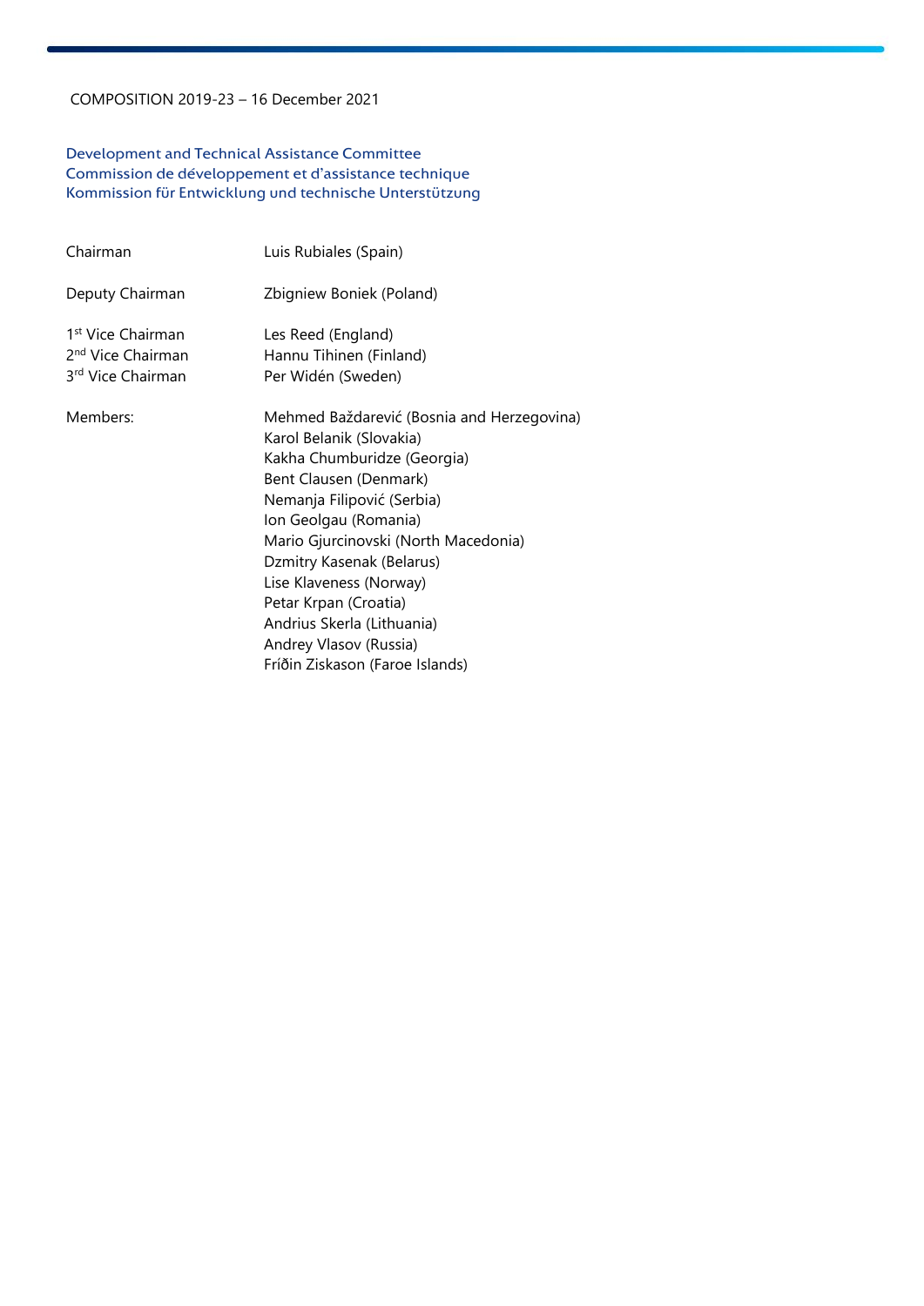COMPOSITION 2019-23 – 16 December 2021

## Development and Technical Assistance Committee
## Commission de développement et d'assistance technique
## Kommission für Entwicklung und technische Unterstützung

| | |
|---|---|
| Chairman | Luis Rubiales (Spain) |
| Deputy Chairman | Zbigniew Boniek (Poland) |
| 1st Vice Chairman | Les Reed (England) |
| 2nd Vice Chairman | Hannu Tihinen (Finland) |
| 3rd Vice Chairman | Per Widén (Sweden) |
| Members: | Mehmed Baždarević (Bosnia and Herzegovina) |
| | Karol Belanik (Slovakia) |
| | Kakha Chumburidze (Georgia) |
| | Bent Clausen (Denmark) |
| | Nemanja Filipović (Serbia) |
| | Ion Geolgau (Romania) |
| | Mario Gjurcinovski (North Macedonia) |
| | Dzmitry Kasenak (Belarus) |
| | Lise Klaveness (Norway) |
| | Petar Krpan (Croatia) |
| | Andrius Skerla (Lithuania) |
| | Andrey Vlasov (Russia) |
| | Fríðin Ziskason (Faroe Islands) |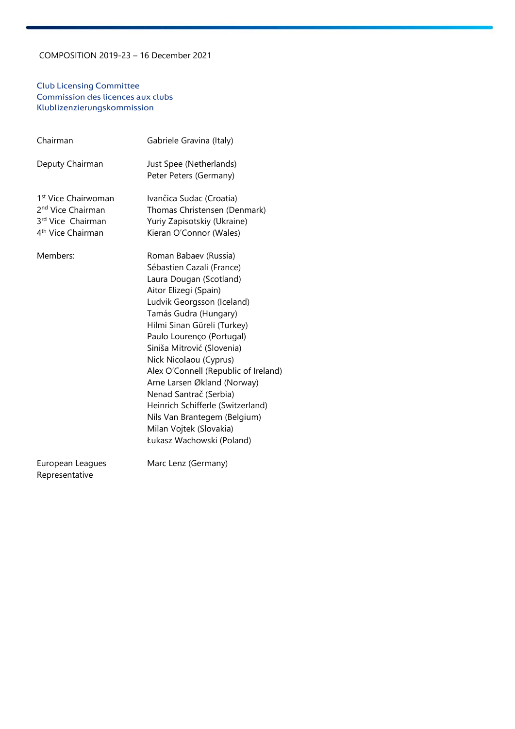COMPOSITION 2019-23 – 16 December 2021

## Club Licensing Committee
## Commission des licences aux clubs
## Klublizenzierungskommission

| | |
|---|---|
| Chairman | Gabriele Gravina (Italy) |
| Deputy Chairman | Just Spee (Netherlands)<br>Peter Peters (Germany) |
| 1st Vice Chairwoman | Ivančica Sudac (Croatia) |
| 2nd Vice Chairman | Thomas Christensen (Denmark) |
| 3rd Vice Chairman | Yuriy Zapisotskiy (Ukraine) |
| 4th Vice Chairman | Kieran O'Connor (Wales) |
| Members: | Roman Babaev (Russia)<br>Sébastien Cazali (France)<br>Laura Dougan (Scotland)<br>Aitor Elizegi (Spain)<br>Ludvik Georgsson (Iceland)<br>Tamás Gudra (Hungary)<br>Hilmi Sinan Güreli (Turkey)<br>Paulo Lourenço (Portugal)<br>Siniša Mitrović (Slovenia)<br>Nick Nicolaou (Cyprus)<br>Alex O'Connell (Republic of Ireland)<br>Arne Larsen Økland (Norway)<br>Nenad Santrač (Serbia)<br>Heinrich Schifferle (Switzerland)<br>Nils Van Brantegem (Belgium)<br>Milan Vojtek (Slovakia)<br>Łukasz Wachowski (Poland) |
| European Leagues Representative | Marc Lenz (Germany) |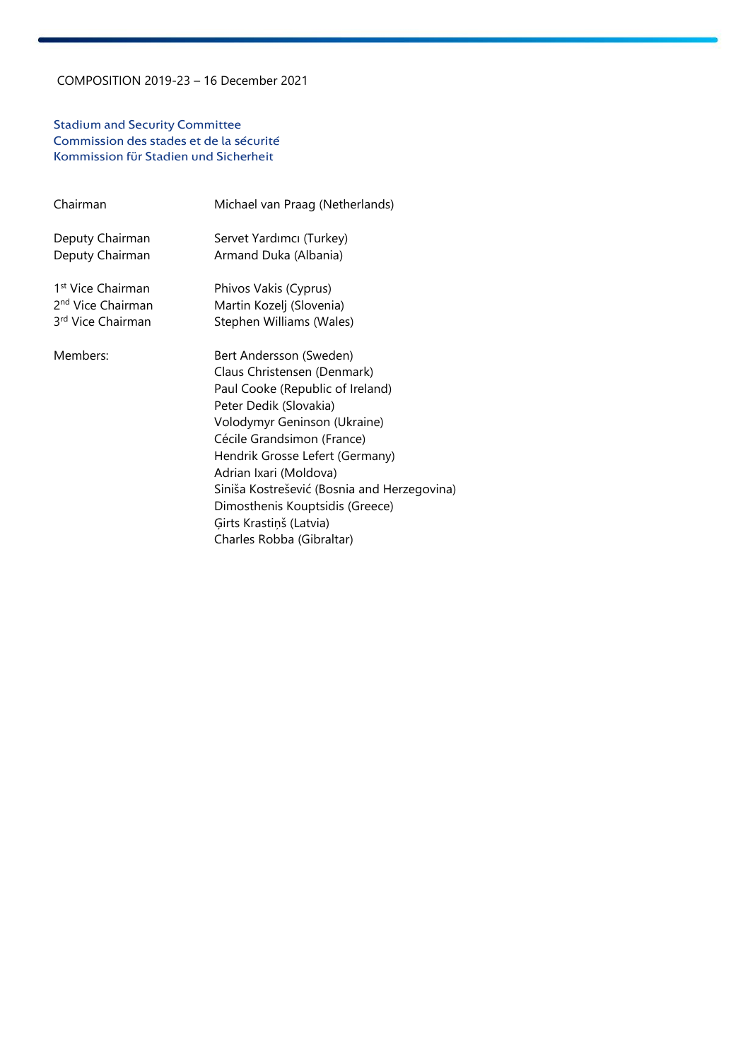COMPOSITION 2019-23 – 16 December 2021

## Stadium and Security Committee
## Commission des stades et de la sécurité
## Kommission für Stadien und Sicherheit

| | |
|---|---|
| Chairman | Michael van Praag (Netherlands) |
| Deputy Chairman | Servet Yardımcı (Turkey) |
| Deputy Chairman | Armand Duka (Albania) |
| 1st Vice Chairman | Phivos Vakis (Cyprus) |
| 2nd Vice Chairman | Martin Kozelj (Slovenia) |
| 3rd Vice Chairman | Stephen Williams (Wales) |
| Members: | Bert Andersson (Sweden) |
| | Claus Christensen (Denmark) |
| | Paul Cooke (Republic of Ireland) |
| | Peter Dedik (Slovakia) |
| | Volodymyr Geninson (Ukraine) |
| | Cécile Grandsimon (France) |
| | Hendrik Grosse Lefert (Germany) |
| | Adrian Ixari (Moldova) |
| | Siniša Kostrešević (Bosnia and Herzegovina) |
| | Dimosthenis Kouptsidis (Greece) |
| | Ģirts Krastiņš (Latvia) |
| | Charles Robba (Gibraltar) |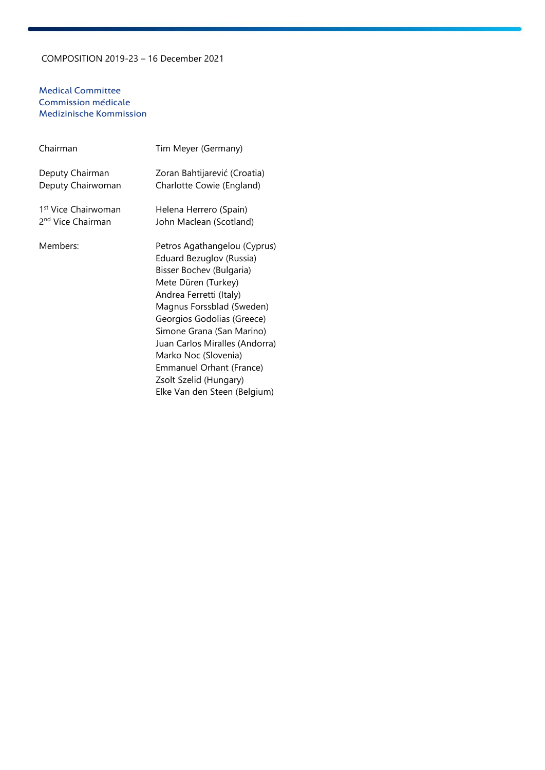COMPOSITION 2019-23 – 16 December 2021

## Medical Committee
## Commission médicale
## Medizinische Kommission

| | |
|---|---|
| Chairman | Tim Meyer (Germany) |
| Deputy Chairman | Zoran Bahtijarević (Croatia) |
| Deputy Chairwoman | Charlotte Cowie (England) |
| 1st Vice Chairwoman | Helena Herrero (Spain) |
| 2nd Vice Chairman | John Maclean (Scotland) |
| Members: | Petros Agathangelou (Cyprus) |
| | Eduard Bezuglov (Russia) |
| | Bisser Bochev (Bulgaria) |
| | Mete Düren (Turkey) |
| | Andrea Ferretti (Italy) |
| | Magnus Forssblad (Sweden) |
| | Georgios Godolias (Greece) |
| | Simone Grana (San Marino) |
| | Juan Carlos Miralles (Andorra) |
| | Marko Noc (Slovenia) |
| | Emmanuel Orhant (France) |
| | Zsolt Szelid (Hungary) |
| | Elke Van den Steen (Belgium) |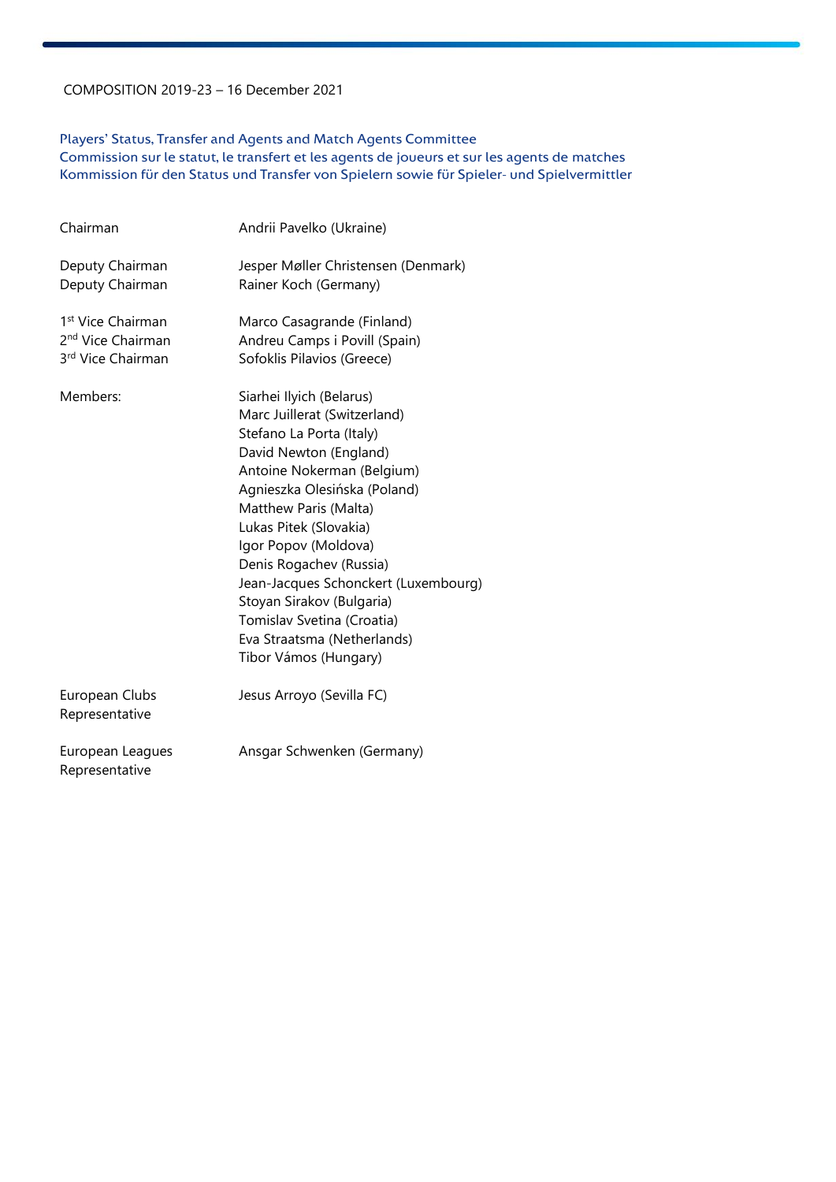COMPOSITION 2019-23 – 16 December 2021

## Players' Status, Transfer and Agents and Match Agents Committee
## Commission sur le statut, le transfert et les agents de joueurs et sur les agents de matches
## Kommission für den Status und Transfer von Spielern sowie für Spieler- und Spielvermittler

| | |
|---|---|
| Chairman | Andrii Pavelko (Ukraine) |
| Deputy Chairman | Jesper Møller Christensen (Denmark) |
| Deputy Chairman | Rainer Koch (Germany) |
| 1st Vice Chairman | Marco Casagrande (Finland) |
| 2nd Vice Chairman | Andreu Camps i Povill (Spain) |
| 3rd Vice Chairman | Sofoklis Pilavios (Greece) |
| Members: | Siarhei Ilyich (Belarus) |
| | Marc Juillerat (Switzerland) |
| | Stefano La Porta (Italy) |
| | David Newton (England) |
| | Antoine Nokerman (Belgium) |
| | Agnieszka Olesińska (Poland) |
| | Matthew Paris (Malta) |
| | Lukas Pitek (Slovakia) |
| | Igor Popov (Moldova) |
| | Denis Rogachev (Russia) |
| | Jean-Jacques Schonckert (Luxembourg) |
| | Stoyan Sirakov (Bulgaria) |
| | Tomislav Svetina (Croatia) |
| | Eva Straatsma (Netherlands) |
| | Tibor Vámos (Hungary) |
| European Clubs Representative | Jesus Arroyo (Sevilla FC) |
| European Leagues Representative | Ansgar Schwenken (Germany) |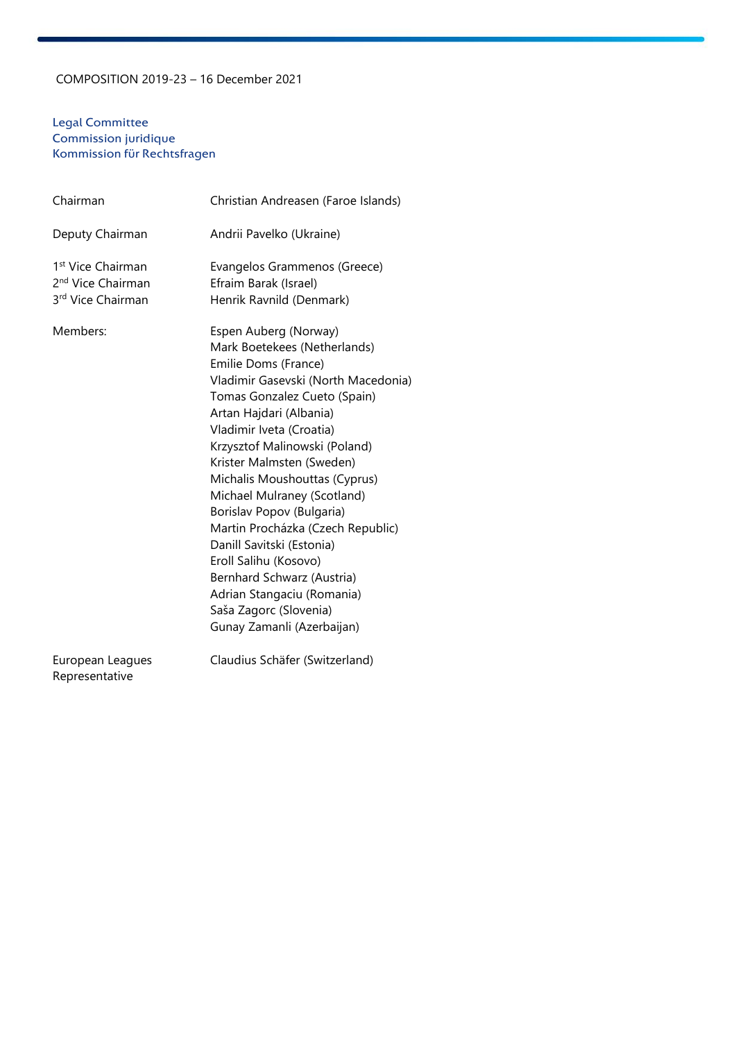COMPOSITION 2019-23 – 16 December 2021

## Legal Committee
## Commission juridique
## Kommission für Rechtsfragen

| | |
|---|---|
| Chairman | Christian Andreasen (Faroe Islands) |
| Deputy Chairman | Andrii Pavelko (Ukraine) |
| 1st Vice Chairman | Evangelos Grammenos (Greece) |
| 2nd Vice Chairman | Efraim Barak (Israel) |
| 3rd Vice Chairman | Henrik Ravnild (Denmark) |
| Members: | Espen Auberg (Norway) |
| | Mark Boetekees (Netherlands) |
| | Emilie Doms (France) |
| | Vladimir Gasevski (North Macedonia) |
| | Tomas Gonzalez Cueto (Spain) |
| | Artan Hajdari (Albania) |
| | Vladimir Iveta (Croatia) |
| | Krzysztof Malinowski (Poland) |
| | Krister Malmsten (Sweden) |
| | Michalis Moushouttas (Cyprus) |
| | Michael Mulraney (Scotland) |
| | Borislav Popov (Bulgaria) |
| | Martin Procházka (Czech Republic) |
| | Danill Savitski (Estonia) |
| | Eroll Salihu (Kosovo) |
| | Bernhard Schwarz (Austria) |
| | Adrian Stangaciu (Romania) |
| | Saša Zagorc (Slovenia) |
| | Gunay Zamanli (Azerbaijan) |
| European Leagues Representative | Claudius Schäfer (Switzerland) |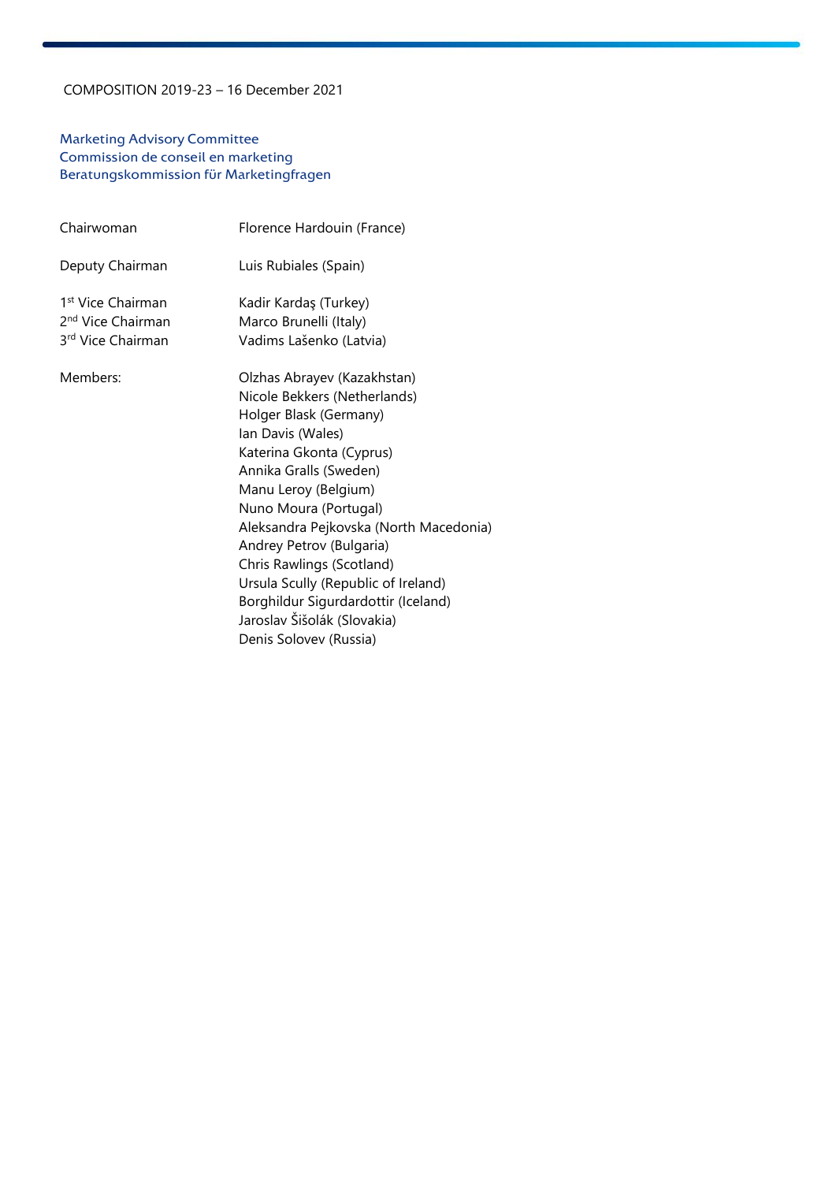COMPOSITION 2019-23 – 16 December 2021

## Marketing Advisory Committee
## Commission de conseil en marketing
## Beratungskommission für Marketingfragen

| | |
|---|---|
| Chairwoman | Florence Hardouin (France) |
| Deputy Chairman | Luis Rubiales (Spain) |
| 1st Vice Chairman | Kadir Kardaş (Turkey) |
| 2nd Vice Chairman | Marco Brunelli (Italy) |
| 3rd Vice Chairman | Vadims Lašenko (Latvia) |
| Members: | Olzhas Abrayev (Kazakhstan) |
| | Nicole Bekkers (Netherlands) |
| | Holger Blask (Germany) |
| | Ian Davis (Wales) |
| | Katerina Gkonta (Cyprus) |
| | Annika Gralls (Sweden) |
| | Manu Leroy (Belgium) |
| | Nuno Moura (Portugal) |
| | Aleksandra Pejkovska (North Macedonia) |
| | Andrey Petrov (Bulgaria) |
| | Chris Rawlings (Scotland) |
| | Ursula Scully (Republic of Ireland) |
| | Borghildur Sigurdardottir (Iceland) |
| | Jaroslav Šišolák (Slovakia) |
| | Denis Solovev (Russia) |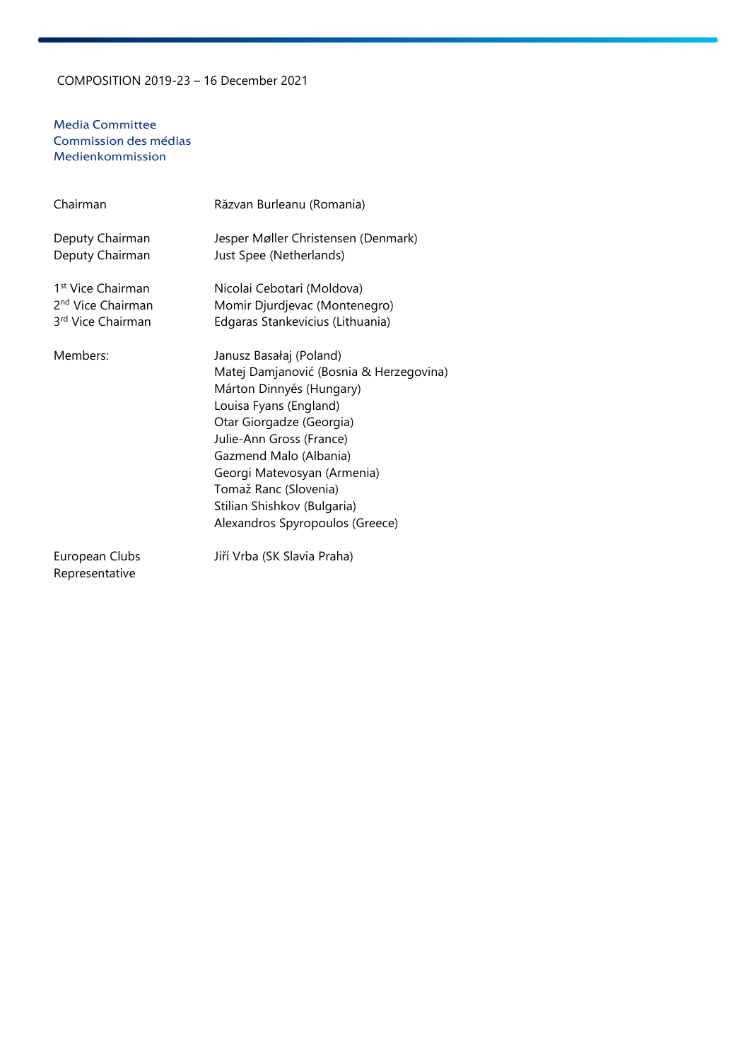COMPOSITION 2019-23 – 16 December 2021

## Media Committee
## Commission des médias
## Medienkommission

| | |
|---|---|
| Chairman | Răzvan Burleanu (Romania) |
| Deputy Chairman | Jesper Møller Christensen (Denmark) |
| Deputy Chairman | Just Spee (Netherlands) |
| 1st Vice Chairman | Nicolai Cebotari (Moldova) |
| 2nd Vice Chairman | Momir Djurdjevac (Montenegro) |
| 3rd Vice Chairman | Edgaras Stankevicius (Lithuania) |
| Members: | Janusz Basałaj (Poland) |
| | Matej Damjanović (Bosnia & Herzegovina) |
| | Márton Dinnyés (Hungary) |
| | Louisa Fyans (England) |
| | Otar Giorgadze (Georgia) |
| | Julie-Ann Gross (France) |
| | Gazmend Malo (Albania) |
| | Georgi Matevosyan (Armenia) |
| | Tomaž Ranc (Slovenia) |
| | Stilian Shishkov (Bulgaria) |
| | Alexandros Spyropoulos (Greece) |
| European Clubs Representative | Jiří Vrba (SK Slavia Praha) |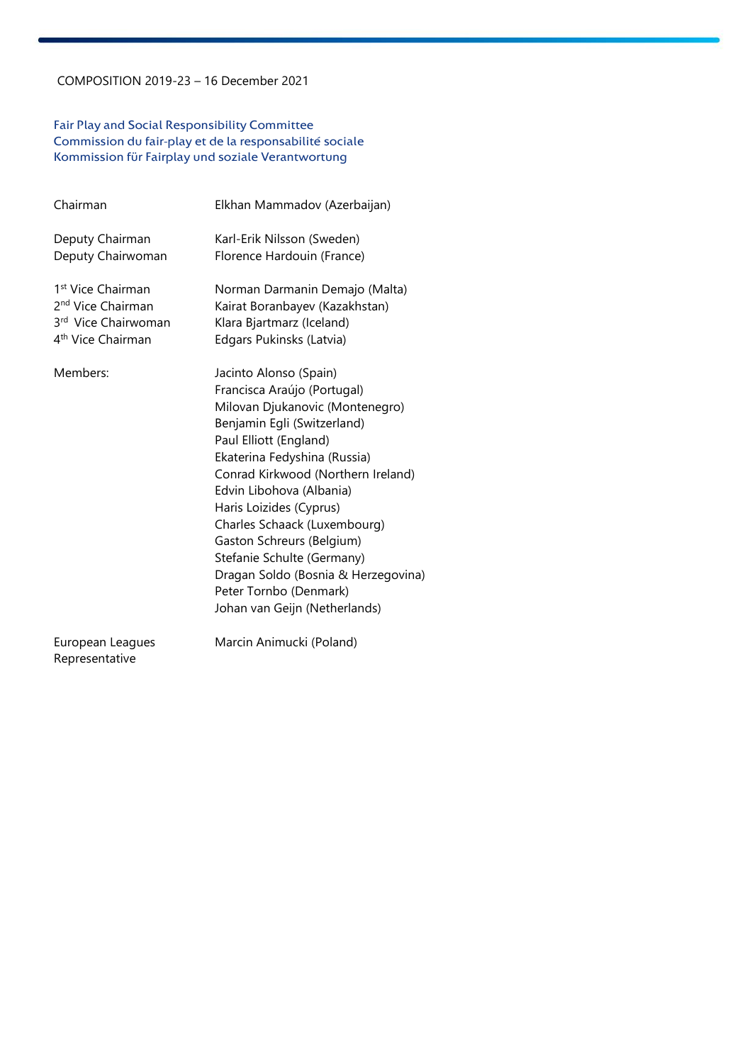COMPOSITION 2019-23 – 16 December 2021

## Fair Play and Social Responsibility Committee
## Commission du fair-play et de la responsabilité sociale
## Kommission für Fairplay und soziale Verantwortung

| | |
|---|---|
| Chairman | Elkhan Mammadov (Azerbaijan) |
| Deputy Chairman | Karl-Erik Nilsson (Sweden) |
| Deputy Chairwoman | Florence Hardouin (France) |
| 1st Vice Chairman | Norman Darmanin Demajo (Malta) |
| 2nd Vice Chairman | Kairat Boranbayev (Kazakhstan) |
| 3rd Vice Chairwoman | Klara Bjartmarz (Iceland) |
| 4th Vice Chairman | Edgars Pukinsks (Latvia) |
| Members: | Jacinto Alonso (Spain) |
| | Francisca Araújo (Portugal) |
| | Milovan Djukanovic (Montenegro) |
| | Benjamin Egli (Switzerland) |
| | Paul Elliott (England) |
| | Ekaterina Fedyshina (Russia) |
| | Conrad Kirkwood (Northern Ireland) |
| | Edvin Libohova (Albania) |
| | Haris Loizides (Cyprus) |
| | Charles Schaack (Luxembourg) |
| | Gaston Schreurs (Belgium) |
| | Stefanie Schulte (Germany) |
| | Dragan Soldo (Bosnia & Herzegovina) |
| | Peter Tornbo (Denmark) |
| | Johan van Geijn (Netherlands) |
| European Leagues Representative | Marcin Animucki (Poland) |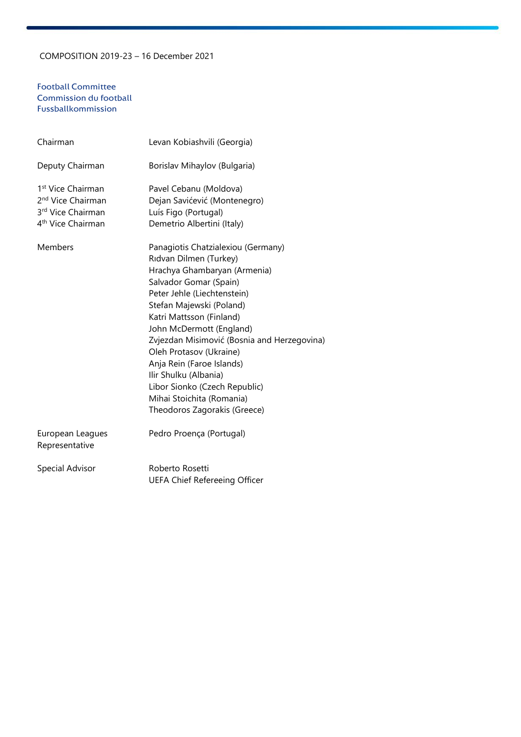COMPOSITION 2019-23 – 16 December 2021

## Football Committee
## Commission du football
## Fussballkommission

| | |
|---|---|
| Chairman | Levan Kobiashvili (Georgia) |
| Deputy Chairman | Borislav Mihaylov (Bulgaria) |
| 1st Vice Chairman | Pavel Cebanu (Moldova) |
| 2nd Vice Chairman | Dejan Savićević (Montenegro) |
| 3rd Vice Chairman | Luís Figo (Portugal) |
| 4th Vice Chairman | Demetrio Albertini (Italy) |
| Members | Panagiotis Chatzialexiou (Germany) |
| | Rıdvan Dilmen (Turkey) |
| | Hrachya Ghambaryan (Armenia) |
| | Salvador Gomar (Spain) |
| | Peter Jehle (Liechtenstein) |
| | Stefan Majewski (Poland) |
| | Katri Mattsson (Finland) |
| | John McDermott (England) |
| | Zvjezdan Misimović (Bosnia and Herzegovina) |
| | Oleh Protasov (Ukraine) |
| | Anja Rein (Faroe Islands) |
| | Ilir Shulku (Albania) |
| | Libor Sionko (Czech Republic) |
| | Mihai Stoichita (Romania) |
| | Theodoros Zagorakis (Greece) |
| European Leagues Representative | Pedro Proença (Portugal) |
| Special Advisor | Roberto Rosetti<br>UEFA Chief Refereeing Officer |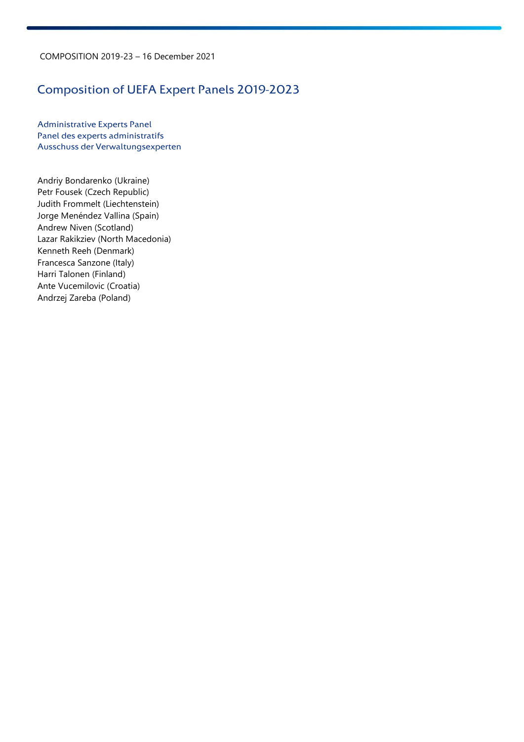COMPOSITION 2019-23 – 16 December 2021

# Composition of UEFA Expert Panels 2019-2023

## Administrative Experts Panel
## Panel des experts administratifs
## Ausschuss der Verwaltungsexperten

Andriy Bondarenko (Ukraine)
Petr Fousek (Czech Republic)
Judith Frommelt (Liechtenstein)
Jorge Menéndez Vallina (Spain)
Andrew Niven (Scotland)
Lazar Rakikziev (North Macedonia)
Kenneth Reeh (Denmark)
Francesca Sanzone (Italy)
Harri Talonen (Finland)
Ante Vucemilovic (Croatia)
Andrzej Zareba (Poland)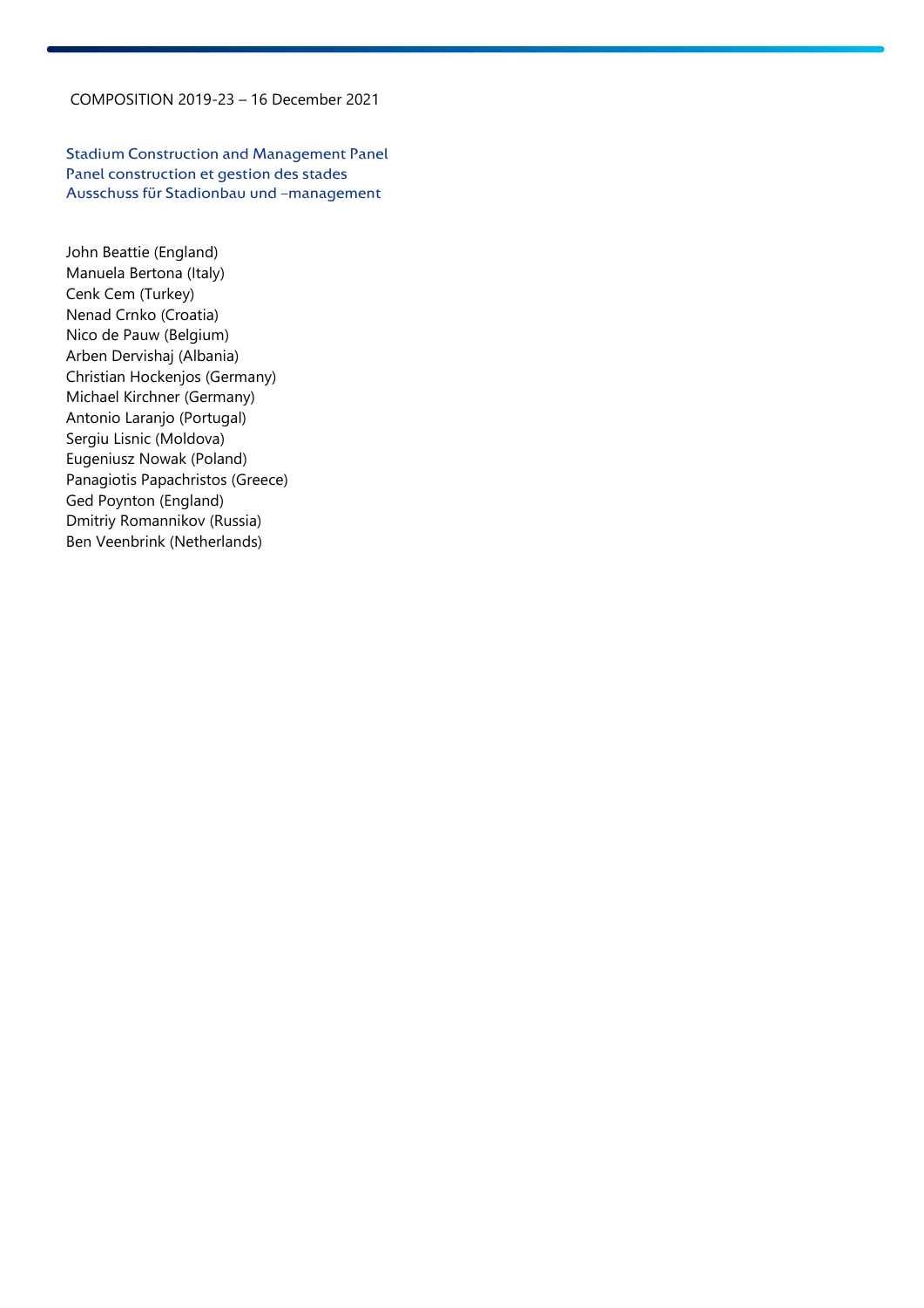COMPOSITION 2019-23 – 16 December 2021

## Stadium Construction and Management Panel
## Panel construction et gestion des stades
## Ausschuss für Stadionbau und –management

John Beattie (England)
Manuela Bertona (Italy)
Cenk Cem (Turkey)
Nenad Crnko (Croatia)
Nico de Pauw (Belgium)
Arben Dervishaj (Albania)
Christian Hockenjos (Germany)
Michael Kirchner (Germany)
Antonio Laranjo (Portugal)
Sergiu Lisnic (Moldova)
Eugeniusz Nowak (Poland)
Panagiotis Papachristos (Greece)
Ged Poynton (England)
Dmitriy Romannikov (Russia)
Ben Veenbrink (Netherlands)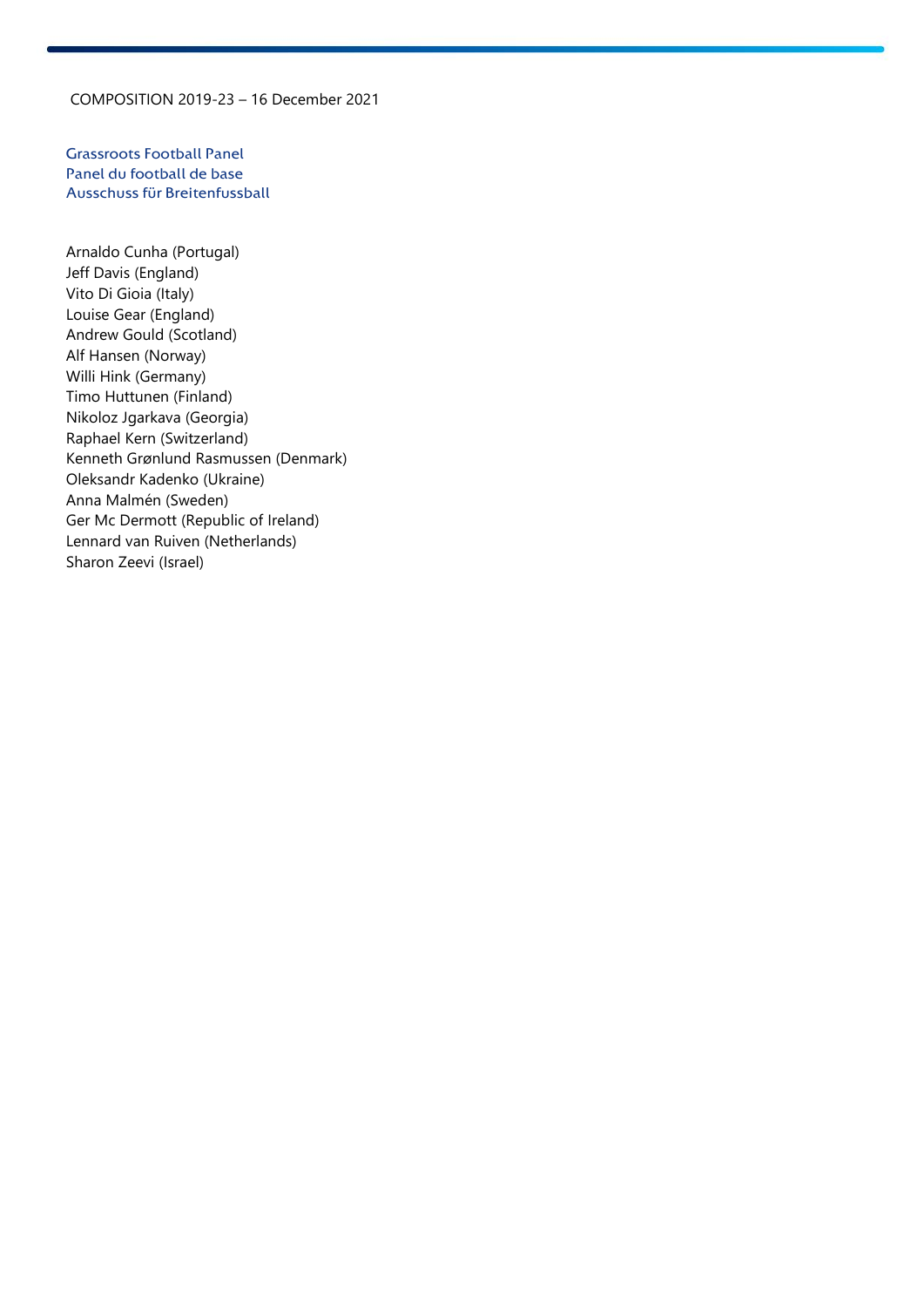COMPOSITION 2019-23 – 16 December 2021

## Grassroots Football Panel
## Panel du football de base
## Ausschuss für Breitenfussball

Arnaldo Cunha (Portugal)
Jeff Davis (England)
Vito Di Gioia (Italy)
Louise Gear (England)
Andrew Gould (Scotland)
Alf Hansen (Norway)
Willi Hink (Germany)
Timo Huttunen (Finland)
Nikoloz Jgarkava (Georgia)
Raphael Kern (Switzerland)
Kenneth Grønlund Rasmussen (Denmark)
Oleksandr Kadenko (Ukraine)
Anna Malmén (Sweden)
Ger Mc Dermott (Republic of Ireland)
Lennard van Ruiven (Netherlands)
Sharon Zeevi (Israel)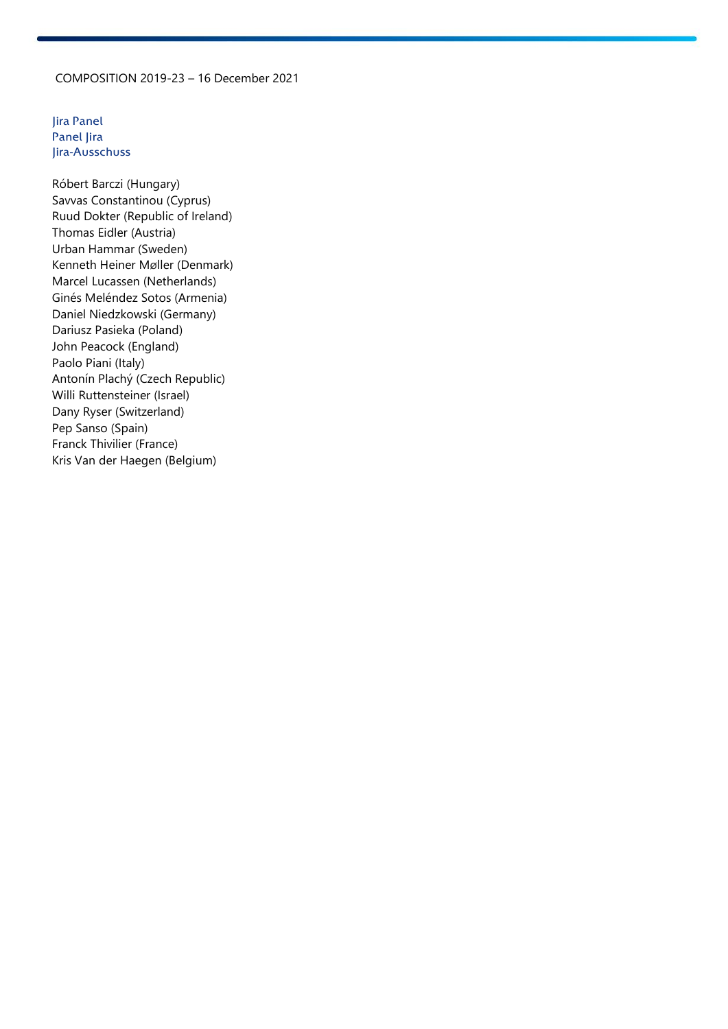COMPOSITION 2019-23 – 16 December 2021

## Jira Panel
## Panel Jira
## Jira-Ausschuss

Róbert Barczi (Hungary)
Savvas Constantinou (Cyprus)
Ruud Dokter (Republic of Ireland)
Thomas Eidler (Austria)
Urban Hammar (Sweden)
Kenneth Heiner Møller (Denmark)
Marcel Lucassen (Netherlands)
Ginés Meléndez Sotos (Armenia)
Daniel Niedzkowski (Germany)
Dariusz Pasieka (Poland)
John Peacock (England)
Paolo Piani (Italy)
Antonín Plachý (Czech Republic)
Willi Ruttensteiner (Israel)
Dany Ryser (Switzerland)
Pep Sanso (Spain)
Franck Thivilier (France)
Kris Van der Haegen (Belgium)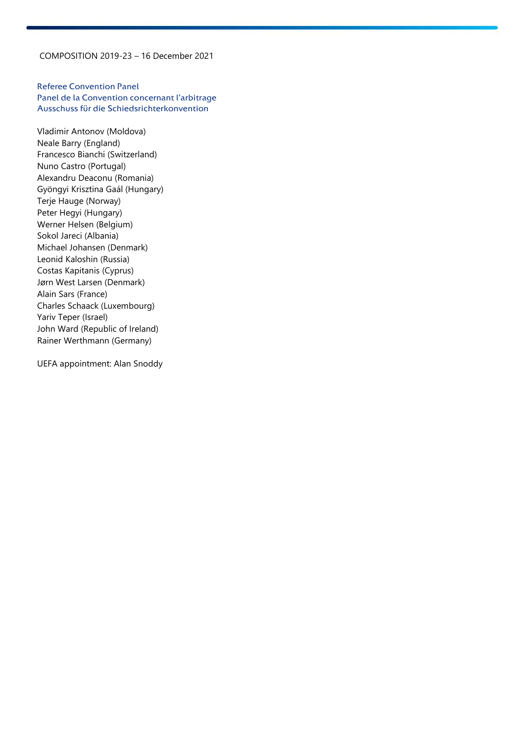COMPOSITION 2019-23 – 16 December 2021

## Referee Convention Panel
## Panel de la Convention concernant l'arbitrage
## Ausschuss für die Schiedsrichterkonvention

Vladimir Antonov (Moldova)
Neale Barry (England)
Francesco Bianchi (Switzerland)
Nuno Castro (Portugal)
Alexandru Deaconu (Romania)
Gyöngyi Krisztina Gaál (Hungary)
Terje Hauge (Norway)
Peter Hegyi (Hungary)
Werner Helsen (Belgium)
Sokol Jareci (Albania)
Michael Johansen (Denmark)
Leonid Kaloshin (Russia)
Costas Kapitanis (Cyprus)
Jørn West Larsen (Denmark)
Alain Sars (France)
Charles Schaack (Luxembourg)
Yariv Teper (Israel)
John Ward (Republic of Ireland)
Rainer Werthmann (Germany)

UEFA appointment: Alan Snoddy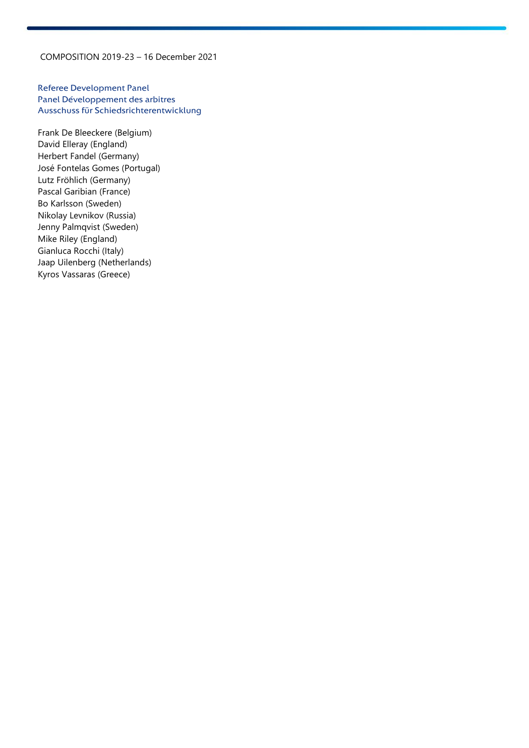COMPOSITION 2019-23 – 16 December 2021

## Referee Development Panel
## Panel Développement des arbitres
## Ausschuss für Schiedsrichterentwicklung

Frank De Bleeckere (Belgium)
David Elleray (England)
Herbert Fandel (Germany)
José Fontelas Gomes (Portugal)
Lutz Fröhlich (Germany)
Pascal Garibian (France)
Bo Karlsson (Sweden)
Nikolay Levnikov (Russia)
Jenny Palmqvist (Sweden)
Mike Riley (England)
Gianluca Rocchi (Italy)
Jaap Uilenberg (Netherlands)
Kyros Vassaras (Greece)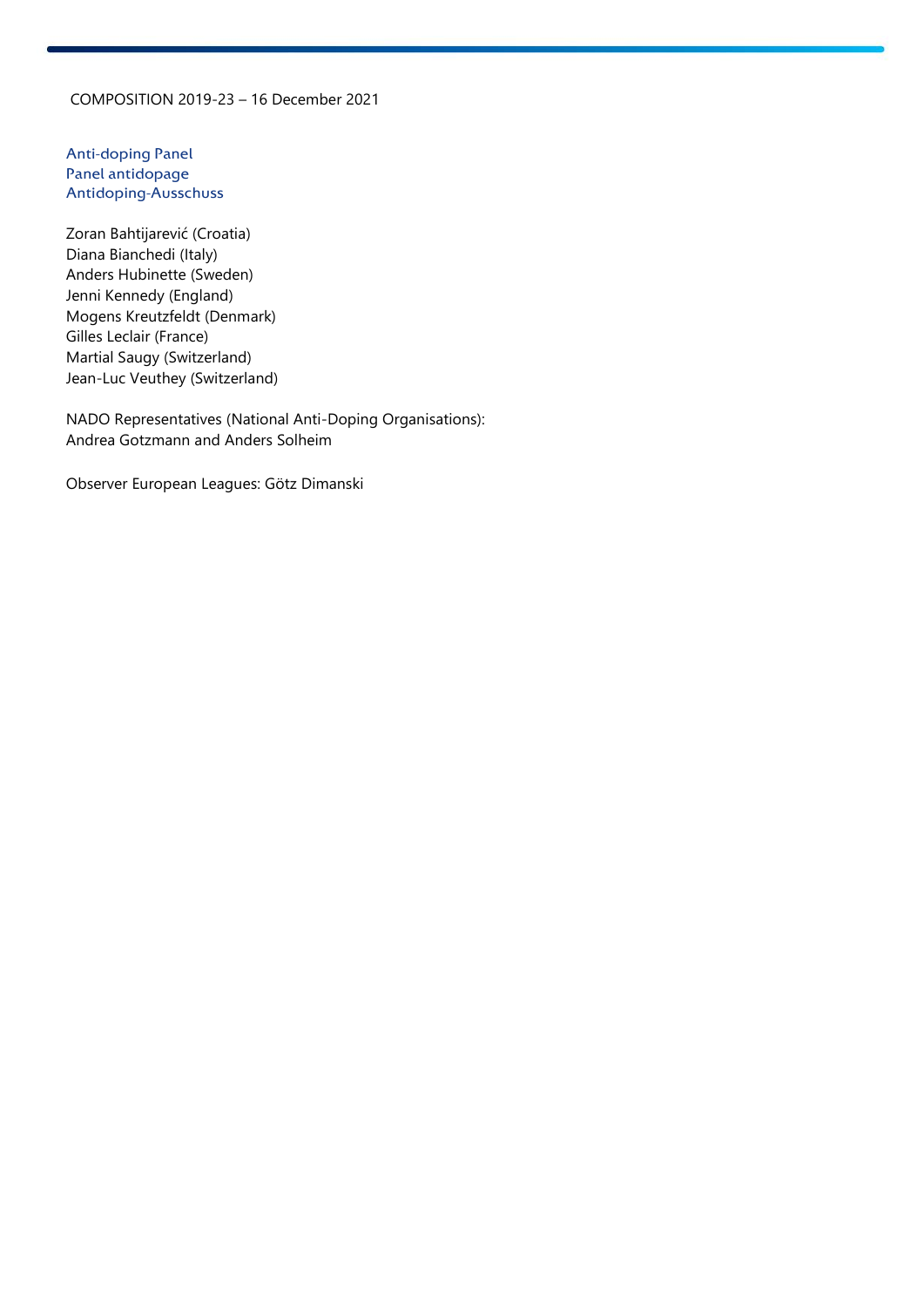COMPOSITION 2019-23 – 16 December 2021

## Anti-doping Panel
## Panel antidopage
## Antidoping-Ausschuss

Zoran Bahtijarević (Croatia)
Diana Bianchedi (Italy)
Anders Hubinette (Sweden)
Jenni Kennedy (England)
Mogens Kreutzfeldt (Denmark)
Gilles Leclair (France)
Martial Saugy (Switzerland)
Jean-Luc Veuthey (Switzerland)

NADO Representatives (National Anti-Doping Organisations):
Andrea Gotzmann and Anders Solheim

Observer European Leagues: Götz Dimanski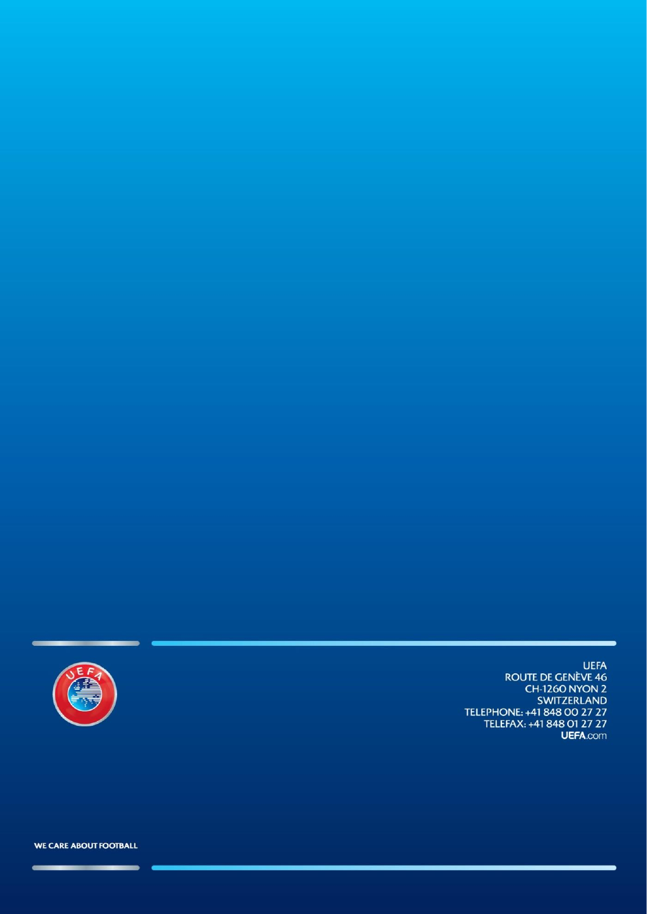UEFA
ROUTE DE GENÈVE 46
CH-1260 NYON 2
SWITZERLAND
TELEPHONE: +41 848 00 27 27
TELEFAX: +41 848 01 27 27
UEFA.com

WE CARE ABOUT FOOTBALL